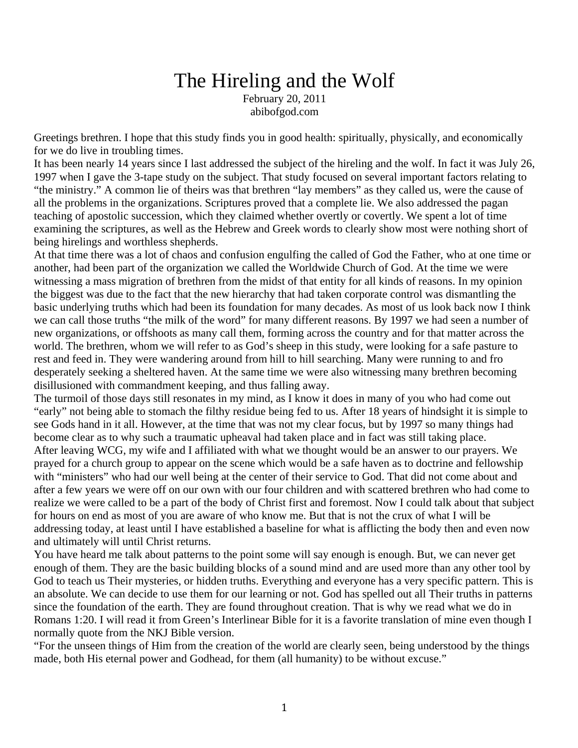# The Hireling and the Wolf

February 20, 2011
abibofgod.com

Greetings brethren. I hope that this study finds you in good health: spiritually, physically, and economically for we do live in troubling times.

It has been nearly 14 years since I last addressed the subject of the hireling and the wolf. In fact it was July 26, 1997 when I gave the 3-tape study on the subject. That study focused on several important factors relating to "the ministry." A common lie of theirs was that brethren "lay members" as they called us, were the cause of all the problems in the organizations. Scriptures proved that a complete lie. We also addressed the pagan teaching of apostolic succession, which they claimed whether overtly or covertly. We spent a lot of time examining the scriptures, as well as the Hebrew and Greek words to clearly show most were nothing short of being hirelings and worthless shepherds.

At that time there was a lot of chaos and confusion engulfing the called of God the Father, who at one time or another, had been part of the organization we called the Worldwide Church of God. At the time we were witnessing a mass migration of brethren from the midst of that entity for all kinds of reasons. In my opinion the biggest was due to the fact that the new hierarchy that had taken corporate control was dismantling the basic underlying truths which had been its foundation for many decades. As most of us look back now I think we can call those truths "the milk of the word" for many different reasons. By 1997 we had seen a number of new organizations, or offshoots as many call them, forming across the country and for that matter across the world. The brethren, whom we will refer to as God's sheep in this study, were looking for a safe pasture to rest and feed in. They were wandering around from hill to hill searching. Many were running to and fro desperately seeking a sheltered haven. At the same time we were also witnessing many brethren becoming disillusioned with commandment keeping, and thus falling away.

The turmoil of those days still resonates in my mind, as I know it does in many of you who had come out "early" not being able to stomach the filthy residue being fed to us. After 18 years of hindsight it is simple to see Gods hand in it all. However, at the time that was not my clear focus, but by 1997 so many things had become clear as to why such a traumatic upheaval had taken place and in fact was still taking place.

After leaving WCG, my wife and I affiliated with what we thought would be an answer to our prayers. We prayed for a church group to appear on the scene which would be a safe haven as to doctrine and fellowship with "ministers" who had our well being at the center of their service to God. That did not come about and after a few years we were off on our own with our four children and with scattered brethren who had come to realize we were called to be a part of the body of Christ first and foremost. Now I could talk about that subject for hours on end as most of you are aware of who know me. But that is not the crux of what I will be addressing today, at least until I have established a baseline for what is afflicting the body then and even now and ultimately will until Christ returns.

You have heard me talk about patterns to the point some will say enough is enough. But, we can never get enough of them. They are the basic building blocks of a sound mind and are used more than any other tool by God to teach us Their mysteries, or hidden truths. Everything and everyone has a very specific pattern. This is an absolute. We can decide to use them for our learning or not. God has spelled out all Their truths in patterns since the foundation of the earth. They are found throughout creation. That is why we read what we do in Romans 1:20. I will read it from Green's Interlinear Bible for it is a favorite translation of mine even though I normally quote from the NKJ Bible version.

"For the unseen things of Him from the creation of the world are clearly seen, being understood by the things made, both His eternal power and Godhead, for them (all humanity) to be without excuse."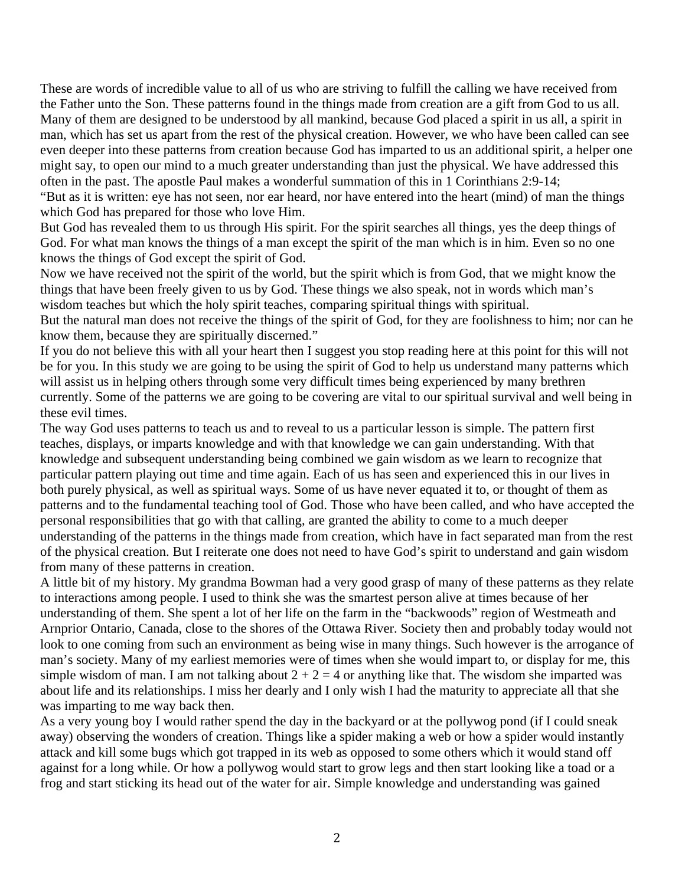These are words of incredible value to all of us who are striving to fulfill the calling we have received from the Father unto the Son. These patterns found in the things made from creation are a gift from God to us all. Many of them are designed to be understood by all mankind, because God placed a spirit in us all, a spirit in man, which has set us apart from the rest of the physical creation. However, we who have been called can see even deeper into these patterns from creation because God has imparted to us an additional spirit, a helper one might say, to open our mind to a much greater understanding than just the physical. We have addressed this often in the past. The apostle Paul makes a wonderful summation of this in 1 Corinthians 2:9-14;

"But as it is written: eye has not seen, nor ear heard, nor have entered into the heart (mind) of man the things which God has prepared for those who love Him.

But God has revealed them to us through His spirit. For the spirit searches all things, yes the deep things of God. For what man knows the things of a man except the spirit of the man which is in him. Even so no one knows the things of God except the spirit of God.

Now we have received not the spirit of the world, but the spirit which is from God, that we might know the things that have been freely given to us by God. These things we also speak, not in words which man's wisdom teaches but which the holy spirit teaches, comparing spiritual things with spiritual.

But the natural man does not receive the things of the spirit of God, for they are foolishness to him; nor can he know them, because they are spiritually discerned."

If you do not believe this with all your heart then I suggest you stop reading here at this point for this will not be for you. In this study we are going to be using the spirit of God to help us understand many patterns which will assist us in helping others through some very difficult times being experienced by many brethren currently. Some of the patterns we are going to be covering are vital to our spiritual survival and well being in these evil times.

The way God uses patterns to teach us and to reveal to us a particular lesson is simple. The pattern first teaches, displays, or imparts knowledge and with that knowledge we can gain understanding. With that knowledge and subsequent understanding being combined we gain wisdom as we learn to recognize that particular pattern playing out time and time again. Each of us has seen and experienced this in our lives in both purely physical, as well as spiritual ways. Some of us have never equated it to, or thought of them as patterns and to the fundamental teaching tool of God. Those who have been called, and who have accepted the personal responsibilities that go with that calling, are granted the ability to come to a much deeper understanding of the patterns in the things made from creation, which have in fact separated man from the rest of the physical creation. But I reiterate one does not need to have God's spirit to understand and gain wisdom from many of these patterns in creation.

A little bit of my history. My grandma Bowman had a very good grasp of many of these patterns as they relate to interactions among people. I used to think she was the smartest person alive at times because of her understanding of them. She spent a lot of her life on the farm in the "backwoods" region of Westmeath and Arnprior Ontario, Canada, close to the shores of the Ottawa River. Society then and probably today would not look to one coming from such an environment as being wise in many things. Such however is the arrogance of man's society. Many of my earliest memories were of times when she would impart to, or display for me, this simple wisdom of man. I am not talking about 2 + 2 = 4 or anything like that. The wisdom she imparted was about life and its relationships. I miss her dearly and I only wish I had the maturity to appreciate all that she was imparting to me way back then.

As a very young boy I would rather spend the day in the backyard or at the pollywog pond (if I could sneak away) observing the wonders of creation. Things like a spider making a web or how a spider would instantly attack and kill some bugs which got trapped in its web as opposed to some others which it would stand off against for a long while. Or how a pollywog would start to grow legs and then start looking like a toad or a frog and start sticking its head out of the water for air. Simple knowledge and understanding was gained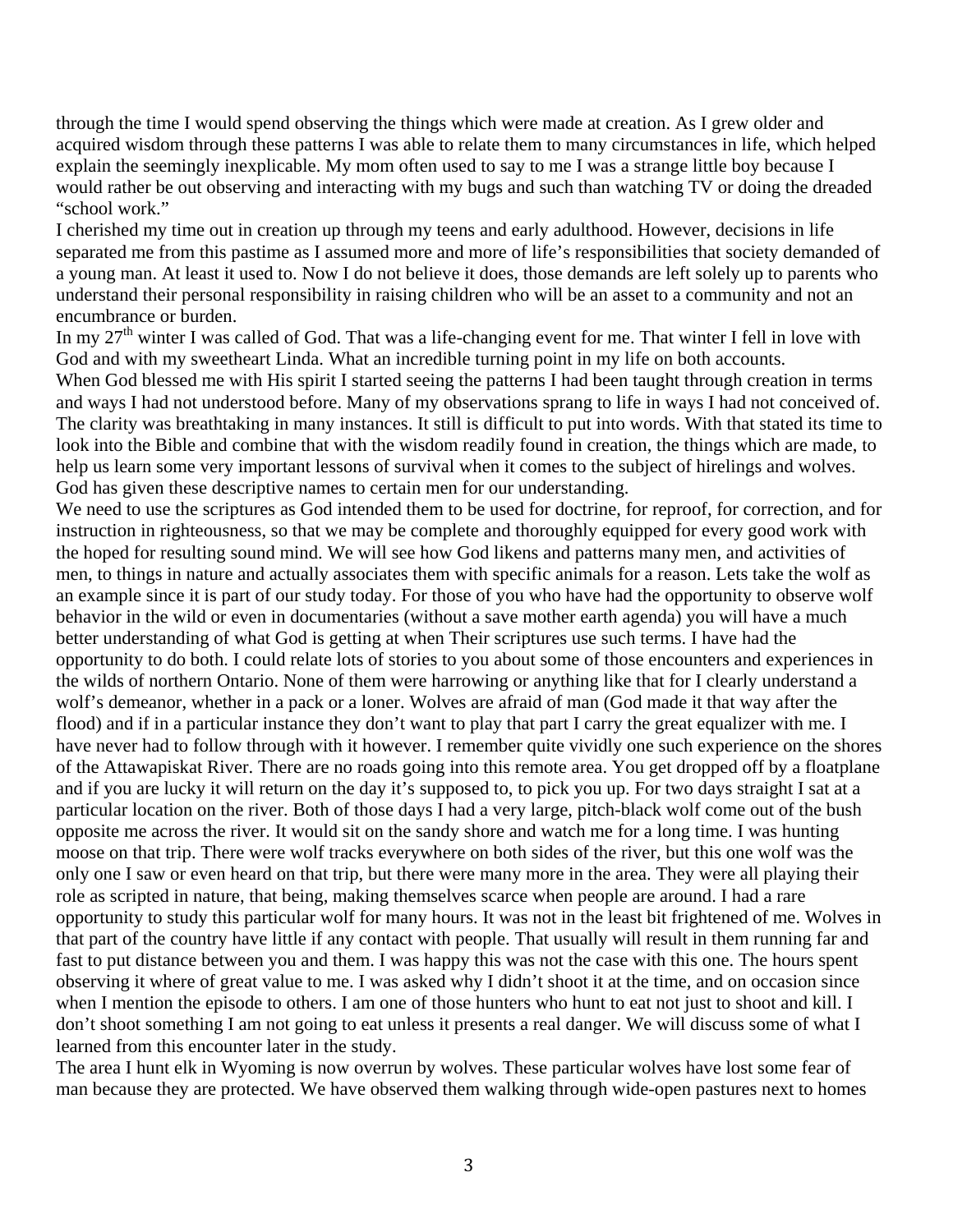through the time I would spend observing the things which were made at creation. As I grew older and acquired wisdom through these patterns I was able to relate them to many circumstances in life, which helped explain the seemingly inexplicable. My mom often used to say to me I was a strange little boy because I would rather be out observing and interacting with my bugs and such than watching TV or doing the dreaded "school work."

I cherished my time out in creation up through my teens and early adulthood. However, decisions in life separated me from this pastime as I assumed more and more of life's responsibilities that society demanded of a young man. At least it used to. Now I do not believe it does, those demands are left solely up to parents who understand their personal responsibility in raising children who will be an asset to a community and not an encumbrance or burden.

In my 27th winter I was called of God. That was a life-changing event for me. That winter I fell in love with God and with my sweetheart Linda. What an incredible turning point in my life on both accounts.

When God blessed me with His spirit I started seeing the patterns I had been taught through creation in terms and ways I had not understood before. Many of my observations sprang to life in ways I had not conceived of. The clarity was breathtaking in many instances. It still is difficult to put into words. With that stated its time to look into the Bible and combine that with the wisdom readily found in creation, the things which are made, to help us learn some very important lessons of survival when it comes to the subject of hirelings and wolves. God has given these descriptive names to certain men for our understanding.

We need to use the scriptures as God intended them to be used for doctrine, for reproof, for correction, and for instruction in righteousness, so that we may be complete and thoroughly equipped for every good work with the hoped for resulting sound mind. We will see how God likens and patterns many men, and activities of men, to things in nature and actually associates them with specific animals for a reason. Lets take the wolf as an example since it is part of our study today. For those of you who have had the opportunity to observe wolf behavior in the wild or even in documentaries (without a save mother earth agenda) you will have a much better understanding of what God is getting at when Their scriptures use such terms. I have had the opportunity to do both. I could relate lots of stories to you about some of those encounters and experiences in the wilds of northern Ontario. None of them were harrowing or anything like that for I clearly understand a wolf's demeanor, whether in a pack or a loner. Wolves are afraid of man (God made it that way after the flood) and if in a particular instance they don't want to play that part I carry the great equalizer with me. I have never had to follow through with it however. I remember quite vividly one such experience on the shores of the Attawapiskat River. There are no roads going into this remote area. You get dropped off by a floatplane and if you are lucky it will return on the day it's supposed to, to pick you up. For two days straight I sat at a particular location on the river. Both of those days I had a very large, pitch-black wolf come out of the bush opposite me across the river. It would sit on the sandy shore and watch me for a long time. I was hunting moose on that trip. There were wolf tracks everywhere on both sides of the river, but this one wolf was the only one I saw or even heard on that trip, but there were many more in the area. They were all playing their role as scripted in nature, that being, making themselves scarce when people are around. I had a rare opportunity to study this particular wolf for many hours. It was not in the least bit frightened of me. Wolves in that part of the country have little if any contact with people. That usually will result in them running far and fast to put distance between you and them. I was happy this was not the case with this one. The hours spent observing it where of great value to me. I was asked why I didn't shoot it at the time, and on occasion since when I mention the episode to others. I am one of those hunters who hunt to eat not just to shoot and kill. I don't shoot something I am not going to eat unless it presents a real danger. We will discuss some of what I learned from this encounter later in the study.

The area I hunt elk in Wyoming is now overrun by wolves. These particular wolves have lost some fear of man because they are protected. We have observed them walking through wide-open pastures next to homes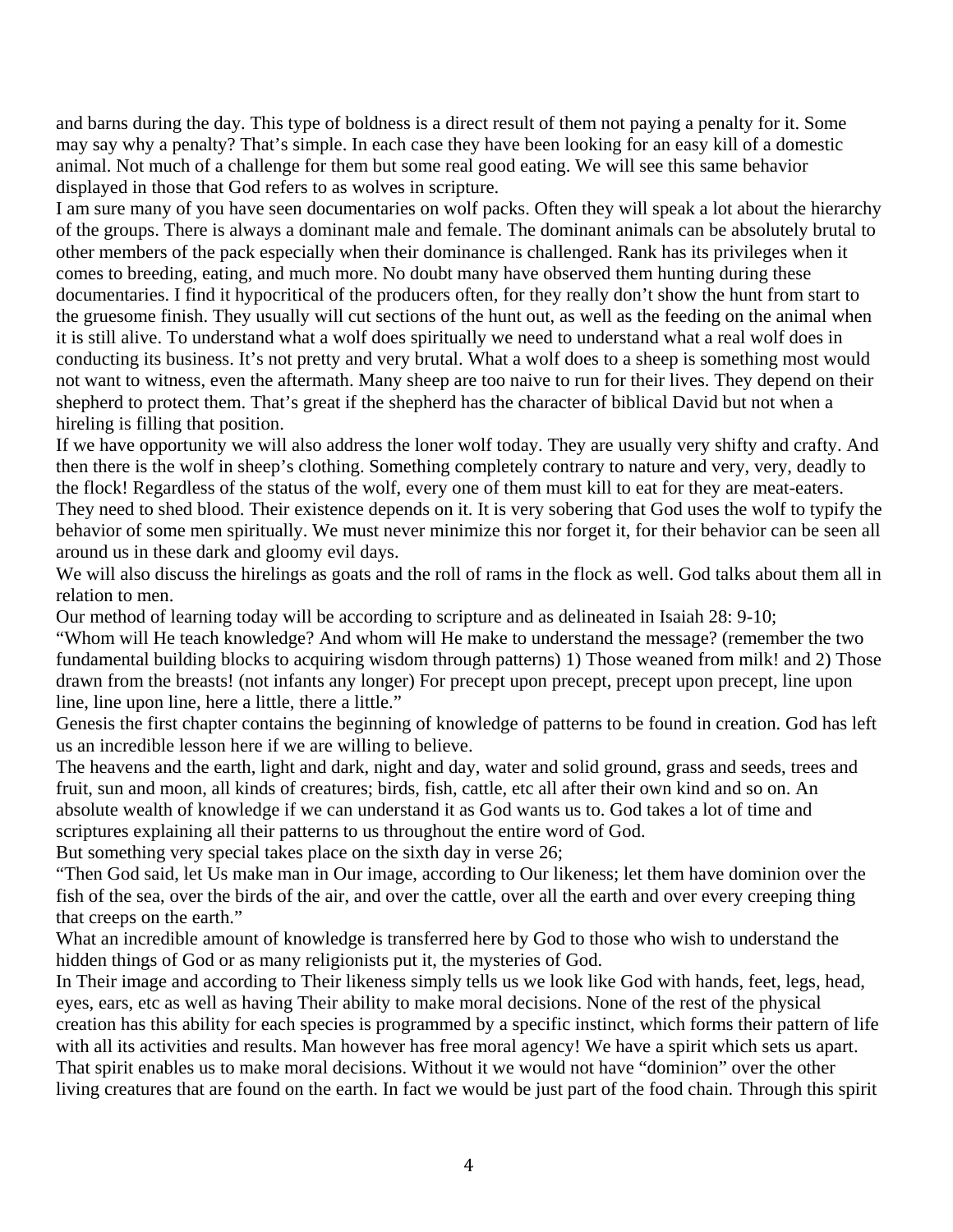and barns during the day. This type of boldness is a direct result of them not paying a penalty for it. Some may say why a penalty? That's simple. In each case they have been looking for an easy kill of a domestic animal. Not much of a challenge for them but some real good eating. We will see this same behavior displayed in those that God refers to as wolves in scripture.

I am sure many of you have seen documentaries on wolf packs. Often they will speak a lot about the hierarchy of the groups. There is always a dominant male and female. The dominant animals can be absolutely brutal to other members of the pack especially when their dominance is challenged. Rank has its privileges when it comes to breeding, eating, and much more. No doubt many have observed them hunting during these documentaries. I find it hypocritical of the producers often, for they really don't show the hunt from start to the gruesome finish. They usually will cut sections of the hunt out, as well as the feeding on the animal when it is still alive. To understand what a wolf does spiritually we need to understand what a real wolf does in conducting its business. It's not pretty and very brutal. What a wolf does to a sheep is something most would not want to witness, even the aftermath. Many sheep are too naive to run for their lives. They depend on their shepherd to protect them. That's great if the shepherd has the character of biblical David but not when a hireling is filling that position.

If we have opportunity we will also address the loner wolf today. They are usually very shifty and crafty. And then there is the wolf in sheep's clothing. Something completely contrary to nature and very, very, deadly to the flock! Regardless of the status of the wolf, every one of them must kill to eat for they are meat-eaters. They need to shed blood. Their existence depends on it. It is very sobering that God uses the wolf to typify the behavior of some men spiritually. We must never minimize this nor forget it, for their behavior can be seen all around us in these dark and gloomy evil days.

We will also discuss the hirelings as goats and the roll of rams in the flock as well. God talks about them all in relation to men.

Our method of learning today will be according to scripture and as delineated in Isaiah 28: 9-10;

"Whom will He teach knowledge? And whom will He make to understand the message? (remember the two fundamental building blocks to acquiring wisdom through patterns) 1) Those weaned from milk! and 2) Those drawn from the breasts! (not infants any longer) For precept upon precept, precept upon precept, line upon line, line upon line, here a little, there a little."

Genesis the first chapter contains the beginning of knowledge of patterns to be found in creation. God has left us an incredible lesson here if we are willing to believe.

The heavens and the earth, light and dark, night and day, water and solid ground, grass and seeds, trees and fruit, sun and moon, all kinds of creatures; birds, fish, cattle, etc all after their own kind and so on. An absolute wealth of knowledge if we can understand it as God wants us to. God takes a lot of time and scriptures explaining all their patterns to us throughout the entire word of God.

But something very special takes place on the sixth day in verse 26;

"Then God said, let Us make man in Our image, according to Our likeness; let them have dominion over the fish of the sea, over the birds of the air, and over the cattle, over all the earth and over every creeping thing that creeps on the earth."

What an incredible amount of knowledge is transferred here by God to those who wish to understand the hidden things of God or as many religionists put it, the mysteries of God.

In Their image and according to Their likeness simply tells us we look like God with hands, feet, legs, head, eyes, ears, etc as well as having Their ability to make moral decisions. None of the rest of the physical creation has this ability for each species is programmed by a specific instinct, which forms their pattern of life with all its activities and results. Man however has free moral agency! We have a spirit which sets us apart. That spirit enables us to make moral decisions. Without it we would not have "dominion" over the other living creatures that are found on the earth. In fact we would be just part of the food chain. Through this spirit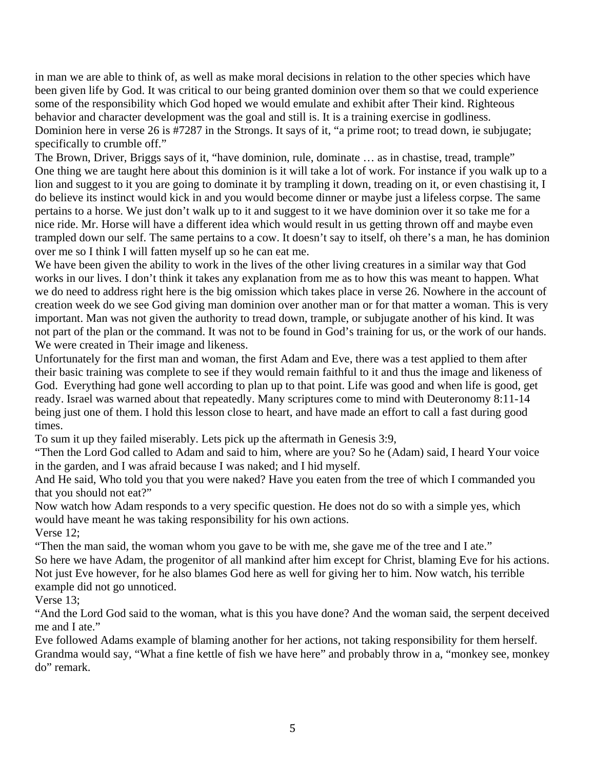in man we are able to think of, as well as make moral decisions in relation to the other species which have been given life by God. It was critical to our being granted dominion over them so that we could experience some of the responsibility which God hoped we would emulate and exhibit after Their kind. Righteous behavior and character development was the goal and still is. It is a training exercise in godliness.
Dominion here in verse 26 is #7287 in the Strongs. It says of it, "a prime root; to tread down, ie subjugate; specifically to crumble off."

The Brown, Driver, Briggs says of it, "have dominion, rule, dominate … as in chastise, tread, trample"

One thing we are taught here about this dominion is it will take a lot of work. For instance if you walk up to a lion and suggest to it you are going to dominate it by trampling it down, treading on it, or even chastising it, I do believe its instinct would kick in and you would become dinner or maybe just a lifeless corpse. The same pertains to a horse. We just don't walk up to it and suggest to it we have dominion over it so take me for a nice ride. Mr. Horse will have a different idea which would result in us getting thrown off and maybe even trampled down our self. The same pertains to a cow. It doesn't say to itself, oh there's a man, he has dominion over me so I think I will fatten myself up so he can eat me.

We have been given the ability to work in the lives of the other living creatures in a similar way that God works in our lives. I don't think it takes any explanation from me as to how this was meant to happen. What we do need to address right here is the big omission which takes place in verse 26. Nowhere in the account of creation week do we see God giving man dominion over another man or for that matter a woman. This is very important. Man was not given the authority to tread down, trample, or subjugate another of his kind. It was not part of the plan or the command. It was not to be found in God's training for us, or the work of our hands. We were created in Their image and likeness.

Unfortunately for the first man and woman, the first Adam and Eve, there was a test applied to them after their basic training was complete to see if they would remain faithful to it and thus the image and likeness of God. Everything had gone well according to plan up to that point. Life was good and when life is good, get ready. Israel was warned about that repeatedly. Many scriptures come to mind with Deuteronomy 8:11-14 being just one of them. I hold this lesson close to heart, and have made an effort to call a fast during good times.

To sum it up they failed miserably. Lets pick up the aftermath in Genesis 3:9,

"Then the Lord God called to Adam and said to him, where are you? So he (Adam) said, I heard Your voice in the garden, and I was afraid because I was naked; and I hid myself.

And He said, Who told you that you were naked? Have you eaten from the tree of which I commanded you that you should not eat?"

Now watch how Adam responds to a very specific question. He does not do so with a simple yes, which would have meant he was taking responsibility for his own actions.

Verse 12;

"Then the man said, the woman whom you gave to be with me, she gave me of the tree and I ate."

So here we have Adam, the progenitor of all mankind after him except for Christ, blaming Eve for his actions. Not just Eve however, for he also blames God here as well for giving her to him. Now watch, his terrible example did not go unnoticed.

Verse 13;

"And the Lord God said to the woman, what is this you have done? And the woman said, the serpent deceived me and I ate."

Eve followed Adams example of blaming another for her actions, not taking responsibility for them herself. Grandma would say, "What a fine kettle of fish we have here" and probably throw in a, "monkey see, monkey do" remark.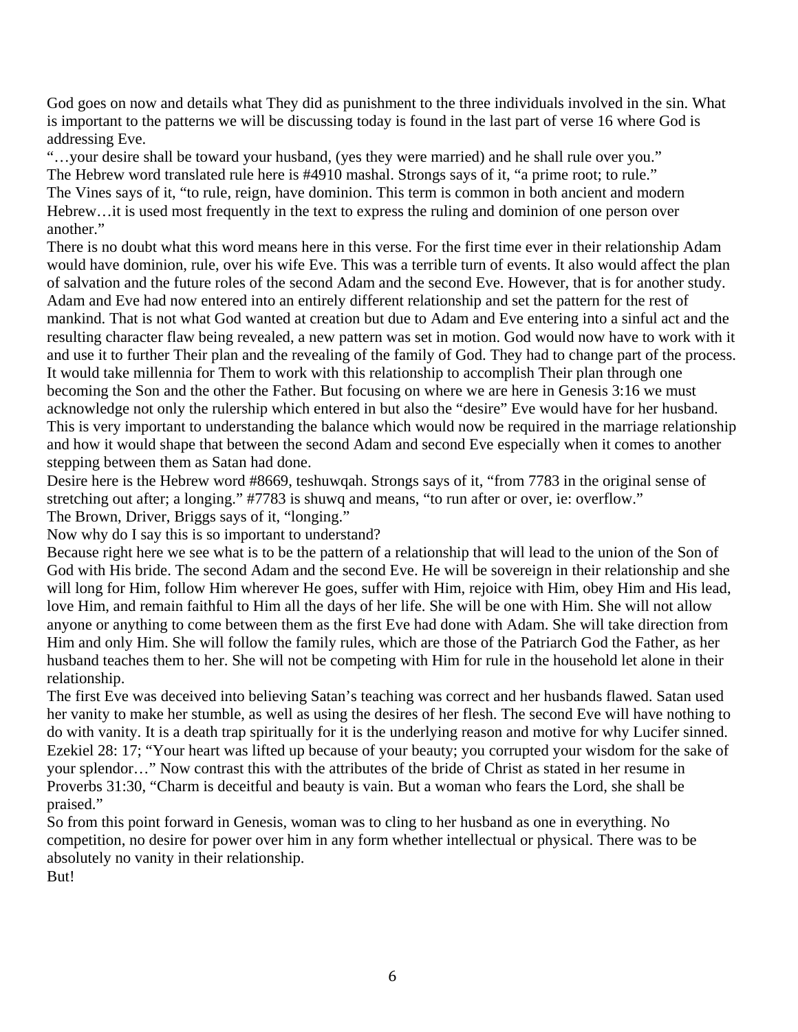God goes on now and details what They did as punishment to the three individuals involved in the sin. What is important to the patterns we will be discussing today is found in the last part of verse 16 where God is addressing Eve.

"…your desire shall be toward your husband, (yes they were married) and he shall rule over you."

The Hebrew word translated rule here is #4910 mashal. Strongs says of it, "a prime root; to rule."

The Vines says of it, "to rule, reign, have dominion. This term is common in both ancient and modern Hebrew…it is used most frequently in the text to express the ruling and dominion of one person over another."

There is no doubt what this word means here in this verse. For the first time ever in their relationship Adam would have dominion, rule, over his wife Eve. This was a terrible turn of events. It also would affect the plan of salvation and the future roles of the second Adam and the second Eve. However, that is for another study. Adam and Eve had now entered into an entirely different relationship and set the pattern for the rest of mankind. That is not what God wanted at creation but due to Adam and Eve entering into a sinful act and the resulting character flaw being revealed, a new pattern was set in motion. God would now have to work with it and use it to further Their plan and the revealing of the family of God. They had to change part of the process. It would take millennia for Them to work with this relationship to accomplish Their plan through one becoming the Son and the other the Father. But focusing on where we are here in Genesis 3:16 we must acknowledge not only the rulership which entered in but also the "desire" Eve would have for her husband. This is very important to understanding the balance which would now be required in the marriage relationship and how it would shape that between the second Adam and second Eve especially when it comes to another stepping between them as Satan had done.

Desire here is the Hebrew word #8669, teshuwqah. Strongs says of it, "from 7783 in the original sense of stretching out after; a longing." #7783 is shuwq and means, "to run after or over, ie: overflow."

The Brown, Driver, Briggs says of it, "longing."

Now why do I say this is so important to understand?

Because right here we see what is to be the pattern of a relationship that will lead to the union of the Son of God with His bride. The second Adam and the second Eve. He will be sovereign in their relationship and she will long for Him, follow Him wherever He goes, suffer with Him, rejoice with Him, obey Him and His lead, love Him, and remain faithful to Him all the days of her life. She will be one with Him. She will not allow anyone or anything to come between them as the first Eve had done with Adam. She will take direction from Him and only Him. She will follow the family rules, which are those of the Patriarch God the Father, as her husband teaches them to her. She will not be competing with Him for rule in the household let alone in their relationship.

The first Eve was deceived into believing Satan's teaching was correct and her husbands flawed. Satan used her vanity to make her stumble, as well as using the desires of her flesh. The second Eve will have nothing to do with vanity. It is a death trap spiritually for it is the underlying reason and motive for why Lucifer sinned. Ezekiel 28: 17; "Your heart was lifted up because of your beauty; you corrupted your wisdom for the sake of your splendor…" Now contrast this with the attributes of the bride of Christ as stated in her resume in Proverbs 31:30, "Charm is deceitful and beauty is vain. But a woman who fears the Lord, she shall be praised."

So from this point forward in Genesis, woman was to cling to her husband as one in everything. No competition, no desire for power over him in any form whether intellectual or physical. There was to be absolutely no vanity in their relationship.

But!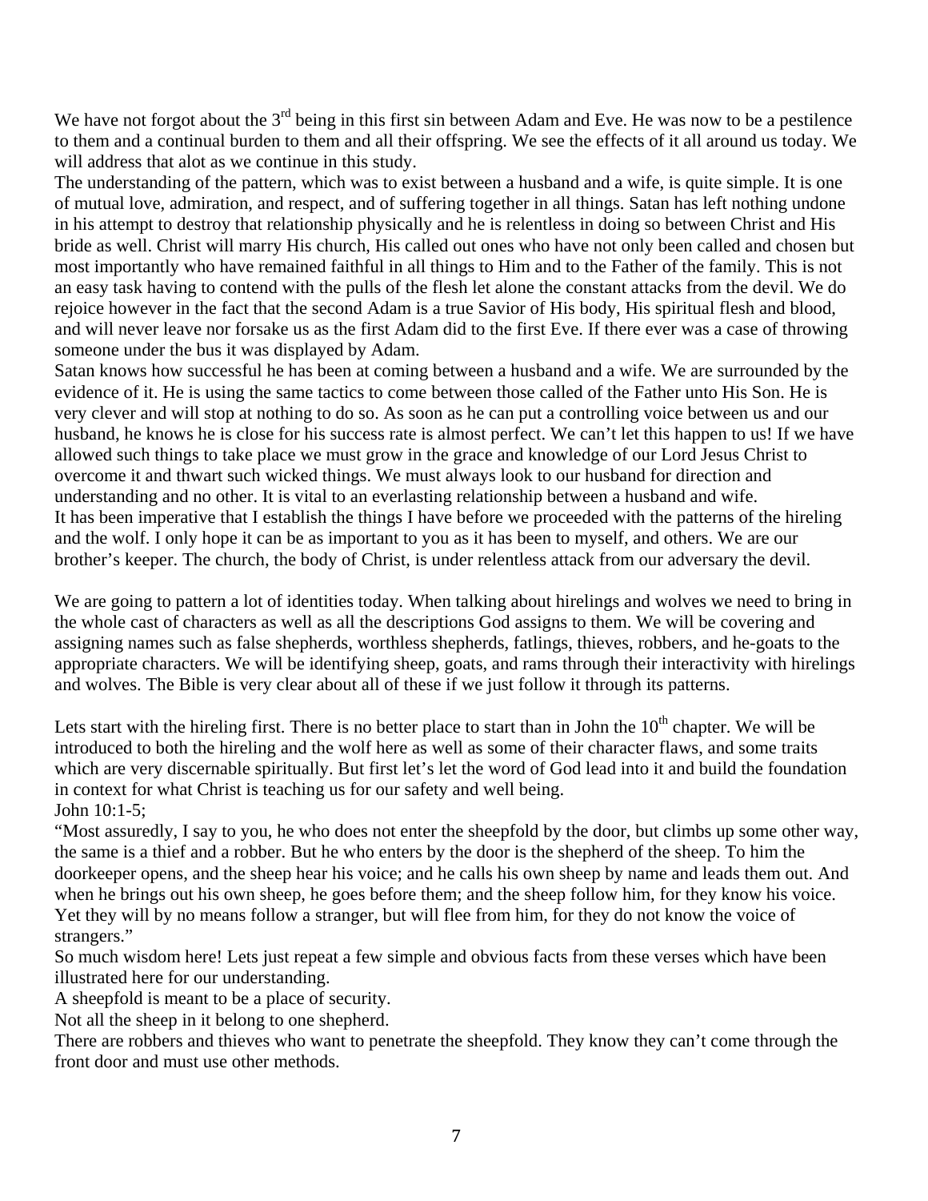We have not forgot about the 3rd being in this first sin between Adam and Eve. He was now to be a pestilence to them and a continual burden to them and all their offspring. We see the effects of it all around us today. We will address that alot as we continue in this study.

The understanding of the pattern, which was to exist between a husband and a wife, is quite simple. It is one of mutual love, admiration, and respect, and of suffering together in all things. Satan has left nothing undone in his attempt to destroy that relationship physically and he is relentless in doing so between Christ and His bride as well. Christ will marry His church, His called out ones who have not only been called and chosen but most importantly who have remained faithful in all things to Him and to the Father of the family. This is not an easy task having to contend with the pulls of the flesh let alone the constant attacks from the devil. We do rejoice however in the fact that the second Adam is a true Savior of His body, His spiritual flesh and blood, and will never leave nor forsake us as the first Adam did to the first Eve. If there ever was a case of throwing someone under the bus it was displayed by Adam.

Satan knows how successful he has been at coming between a husband and a wife. We are surrounded by the evidence of it. He is using the same tactics to come between those called of the Father unto His Son. He is very clever and will stop at nothing to do so. As soon as he can put a controlling voice between us and our husband, he knows he is close for his success rate is almost perfect. We can't let this happen to us! If we have allowed such things to take place we must grow in the grace and knowledge of our Lord Jesus Christ to overcome it and thwart such wicked things. We must always look to our husband for direction and understanding and no other. It is vital to an everlasting relationship between a husband and wife.

It has been imperative that I establish the things I have before we proceeded with the patterns of the hireling and the wolf. I only hope it can be as important to you as it has been to myself, and others. We are our brother's keeper. The church, the body of Christ, is under relentless attack from our adversary the devil.

We are going to pattern a lot of identities today. When talking about hirelings and wolves we need to bring in the whole cast of characters as well as all the descriptions God assigns to them. We will be covering and assigning names such as false shepherds, worthless shepherds, fatlings, thieves, robbers, and he-goats to the appropriate characters. We will be identifying sheep, goats, and rams through their interactivity with hirelings and wolves. The Bible is very clear about all of these if we just follow it through its patterns.

Lets start with the hireling first. There is no better place to start than in John the 10th chapter. We will be introduced to both the hireling and the wolf here as well as some of their character flaws, and some traits which are very discernable spiritually. But first let's let the word of God lead into it and build the foundation in context for what Christ is teaching us for our safety and well being.

John 10:1-5;

"Most assuredly, I say to you, he who does not enter the sheepfold by the door, but climbs up some other way, the same is a thief and a robber. But he who enters by the door is the shepherd of the sheep. To him the doorkeeper opens, and the sheep hear his voice; and he calls his own sheep by name and leads them out. And when he brings out his own sheep, he goes before them; and the sheep follow him, for they know his voice. Yet they will by no means follow a stranger, but will flee from him, for they do not know the voice of strangers."

So much wisdom here! Lets just repeat a few simple and obvious facts from these verses which have been illustrated here for our understanding.

A sheepfold is meant to be a place of security.

Not all the sheep in it belong to one shepherd.

There are robbers and thieves who want to penetrate the sheepfold. They know they can't come through the front door and must use other methods.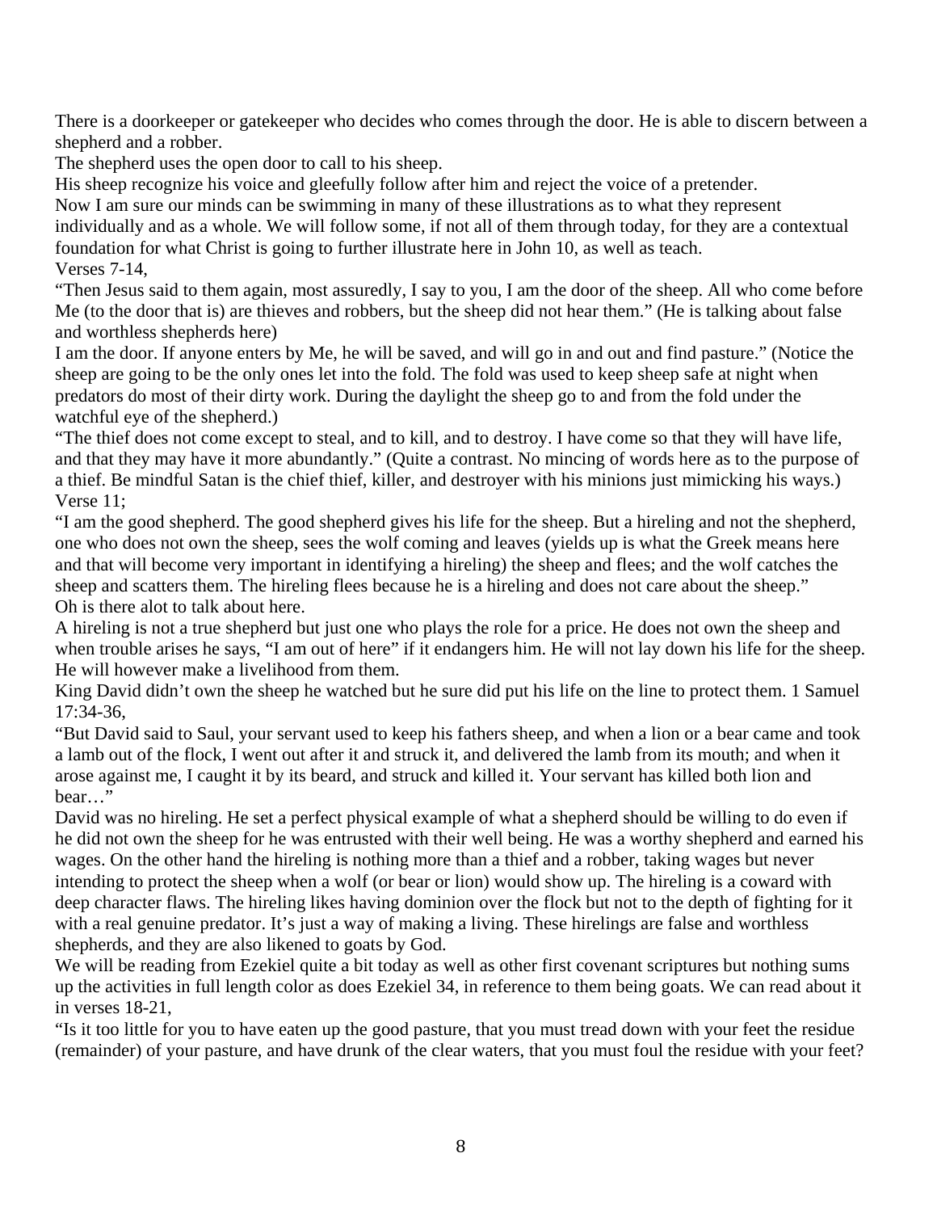There is a doorkeeper or gatekeeper who decides who comes through the door. He is able to discern between a shepherd and a robber.

The shepherd uses the open door to call to his sheep.

His sheep recognize his voice and gleefully follow after him and reject the voice of a pretender.

Now I am sure our minds can be swimming in many of these illustrations as to what they represent individually and as a whole. We will follow some, if not all of them through today, for they are a contextual foundation for what Christ is going to further illustrate here in John 10, as well as teach.

Verses 7-14,

“Then Jesus said to them again, most assuredly, I say to you, I am the door of the sheep. All who come before Me (to the door that is) are thieves and robbers, but the sheep did not hear them.” (He is talking about false and worthless shepherds here)

I am the door. If anyone enters by Me, he will be saved, and will go in and out and find pasture.” (Notice the sheep are going to be the only ones let into the fold. The fold was used to keep sheep safe at night when predators do most of their dirty work. During the daylight the sheep go to and from the fold under the watchful eye of the shepherd.)

“The thief does not come except to steal, and to kill, and to destroy. I have come so that they will have life, and that they may have it more abundantly.” (Quite a contrast. No mincing of words here as to the purpose of a thief. Be mindful Satan is the chief thief, killer, and destroyer with his minions just mimicking his ways.)

Verse 11;

“I am the good shepherd. The good shepherd gives his life for the sheep. But a hireling and not the shepherd, one who does not own the sheep, sees the wolf coming and leaves (yields up is what the Greek means here and that will become very important in identifying a hireling) the sheep and flees; and the wolf catches the sheep and scatters them. The hireling flees because he is a hireling and does not care about the sheep.”

Oh is there alot to talk about here.

A hireling is not a true shepherd but just one who plays the role for a price. He does not own the sheep and when trouble arises he says, “I am out of here” if it endangers him. He will not lay down his life for the sheep. He will however make a livelihood from them.

King David didn’t own the sheep he watched but he sure did put his life on the line to protect them. 1 Samuel 17:34-36,

“But David said to Saul, your servant used to keep his fathers sheep, and when a lion or a bear came and took a lamb out of the flock, I went out after it and struck it, and delivered the lamb from its mouth; and when it arose against me, I caught it by its beard, and struck and killed it. Your servant has killed both lion and bear…”

David was no hireling. He set a perfect physical example of what a shepherd should be willing to do even if he did not own the sheep for he was entrusted with their well being. He was a worthy shepherd and earned his wages. On the other hand the hireling is nothing more than a thief and a robber, taking wages but never intending to protect the sheep when a wolf (or bear or lion) would show up. The hireling is a coward with deep character flaws. The hireling likes having dominion over the flock but not to the depth of fighting for it with a real genuine predator. It’s just a way of making a living. These hirelings are false and worthless shepherds, and they are also likened to goats by God.

We will be reading from Ezekiel quite a bit today as well as other first covenant scriptures but nothing sums up the activities in full length color as does Ezekiel 34, in reference to them being goats. We can read about it in verses 18-21,

“Is it too little for you to have eaten up the good pasture, that you must tread down with your feet the residue (remainder) of your pasture, and have drunk of the clear waters, that you must foul the residue with your feet?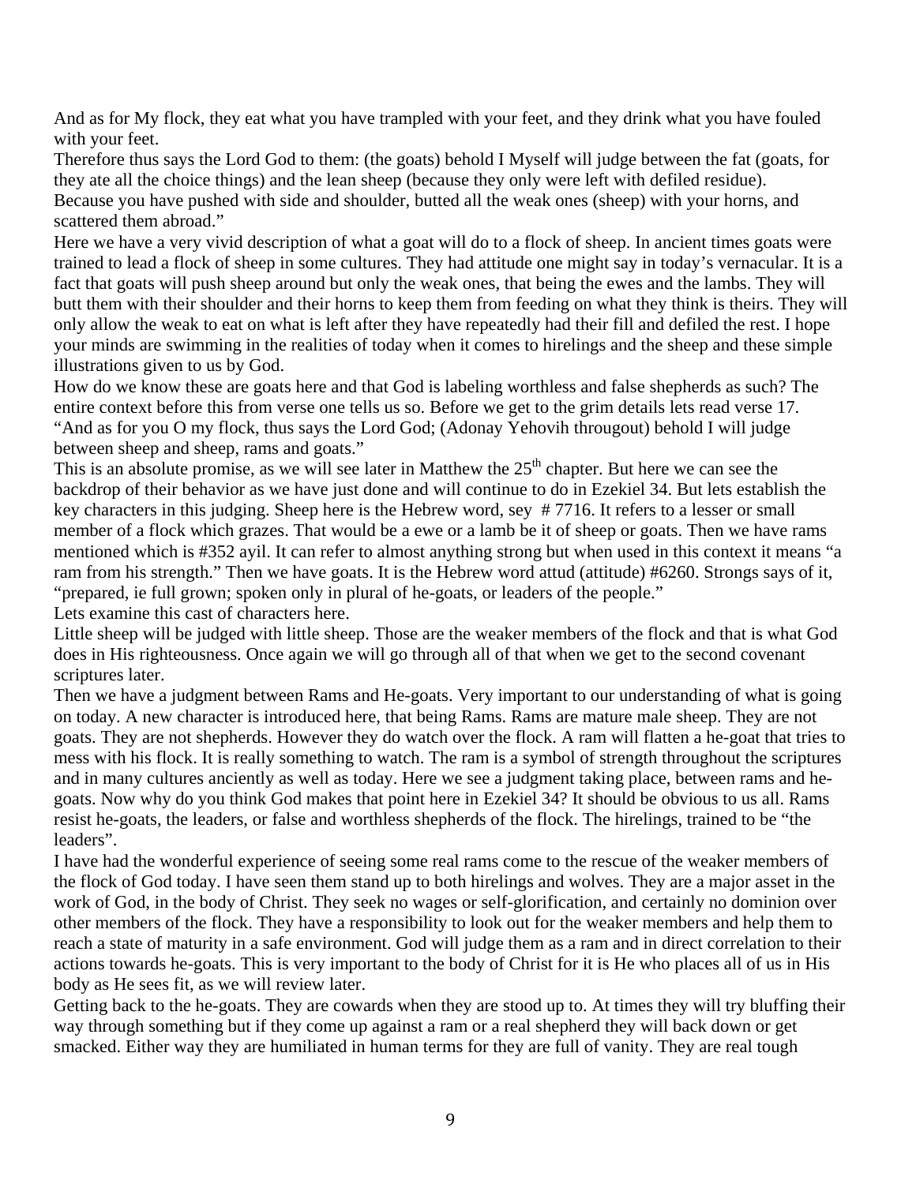And as for My flock, they eat what you have trampled with your feet, and they drink what you have fouled with your feet.

Therefore thus says the Lord God to them: (the goats) behold I Myself will judge between the fat (goats, for they ate all the choice things) and the lean sheep (because they only were left with defiled residue).

Because you have pushed with side and shoulder, butted all the weak ones (sheep) with your horns, and scattered them abroad."

Here we have a very vivid description of what a goat will do to a flock of sheep. In ancient times goats were trained to lead a flock of sheep in some cultures. They had attitude one might say in today's vernacular. It is a fact that goats will push sheep around but only the weak ones, that being the ewes and the lambs. They will butt them with their shoulder and their horns to keep them from feeding on what they think is theirs. They will only allow the weak to eat on what is left after they have repeatedly had their fill and defiled the rest. I hope your minds are swimming in the realities of today when it comes to hirelings and the sheep and these simple illustrations given to us by God.

How do we know these are goats here and that God is labeling worthless and false shepherds as such? The entire context before this from verse one tells us so. Before we get to the grim details lets read verse 17. "And as for you O my flock, thus says the Lord God; (Adonay Yehovih througout) behold I will judge between sheep and sheep, rams and goats."

This is an absolute promise, as we will see later in Matthew the 25th chapter. But here we can see the backdrop of their behavior as we have just done and will continue to do in Ezekiel 34. But lets establish the key characters in this judging. Sheep here is the Hebrew word, sey # 7716. It refers to a lesser or small member of a flock which grazes. That would be a ewe or a lamb be it of sheep or goats. Then we have rams mentioned which is #352 ayil. It can refer to almost anything strong but when used in this context it means "a ram from his strength." Then we have goats. It is the Hebrew word attud (attitude) #6260. Strongs says of it, "prepared, ie full grown; spoken only in plural of he-goats, or leaders of the people."

Lets examine this cast of characters here.

Little sheep will be judged with little sheep. Those are the weaker members of the flock and that is what God does in His righteousness. Once again we will go through all of that when we get to the second covenant scriptures later.

Then we have a judgment between Rams and He-goats. Very important to our understanding of what is going on today. A new character is introduced here, that being Rams. Rams are mature male sheep. They are not goats. They are not shepherds. However they do watch over the flock. A ram will flatten a he-goat that tries to mess with his flock. It is really something to watch. The ram is a symbol of strength throughout the scriptures and in many cultures anciently as well as today. Here we see a judgment taking place, between rams and he-goats. Now why do you think God makes that point here in Ezekiel 34? It should be obvious to us all. Rams resist he-goats, the leaders, or false and worthless shepherds of the flock. The hirelings, trained to be "the leaders".

I have had the wonderful experience of seeing some real rams come to the rescue of the weaker members of the flock of God today. I have seen them stand up to both hirelings and wolves. They are a major asset in the work of God, in the body of Christ. They seek no wages or self-glorification, and certainly no dominion over other members of the flock. They have a responsibility to look out for the weaker members and help them to reach a state of maturity in a safe environment. God will judge them as a ram and in direct correlation to their actions towards he-goats. This is very important to the body of Christ for it is He who places all of us in His body as He sees fit, as we will review later.

Getting back to the he-goats. They are cowards when they are stood up to. At times they will try bluffing their way through something but if they come up against a ram or a real shepherd they will back down or get smacked. Either way they are humiliated in human terms for they are full of vanity. They are real tough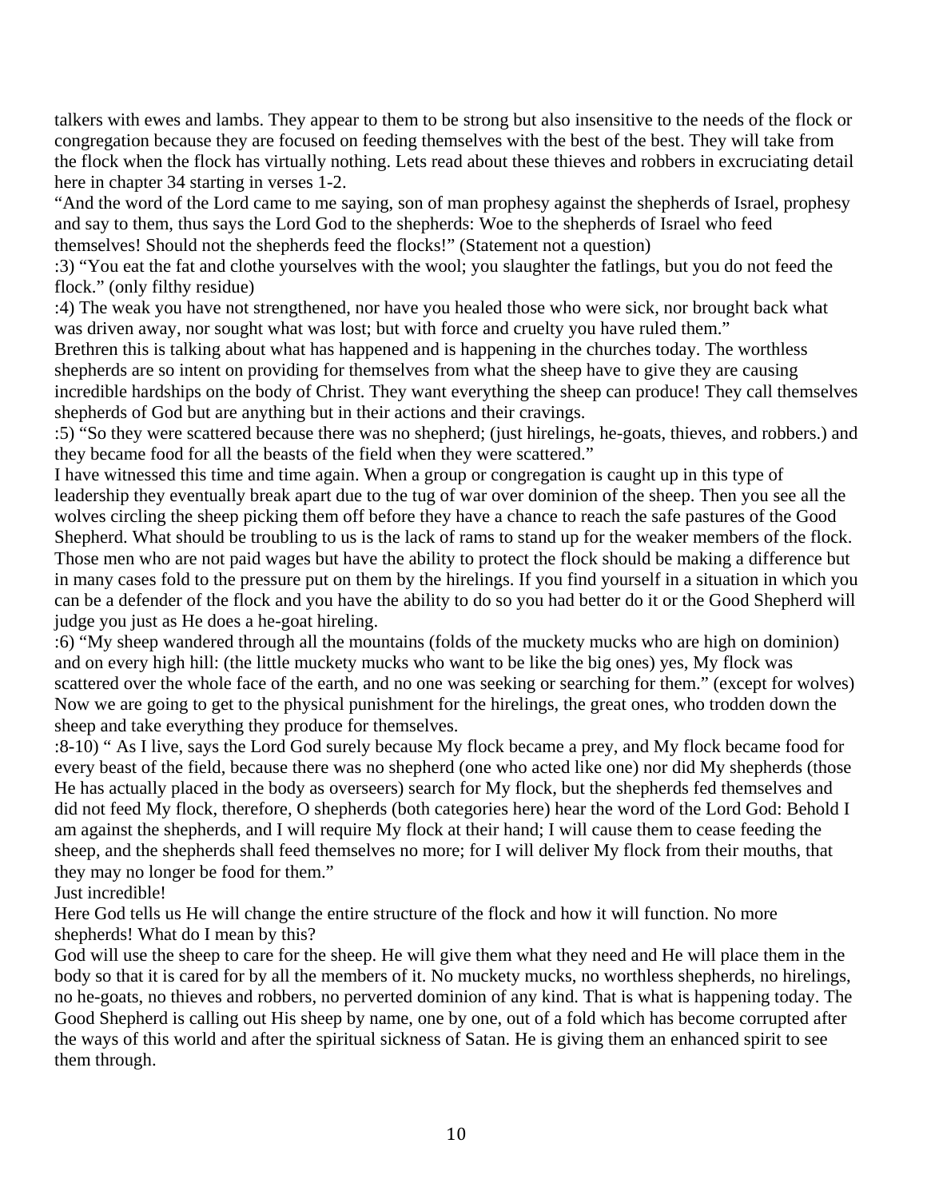talkers with ewes and lambs. They appear to them to be strong but also insensitive to the needs of the flock or congregation because they are focused on feeding themselves with the best of the best. They will take from the flock when the flock has virtually nothing. Lets read about these thieves and robbers in excruciating detail here in chapter 34 starting in verses 1-2.

"And the word of the Lord came to me saying, son of man prophesy against the shepherds of Israel, prophesy and say to them, thus says the Lord God to the shepherds: Woe to the shepherds of Israel who feed themselves! Should not the shepherds feed the flocks!" (Statement not a question)

:3) "You eat the fat and clothe yourselves with the wool; you slaughter the fatlings, but you do not feed the flock." (only filthy residue)

:4) The weak you have not strengthened, nor have you healed those who were sick, nor brought back what was driven away, nor sought what was lost; but with force and cruelty you have ruled them."

Brethren this is talking about what has happened and is happening in the churches today. The worthless shepherds are so intent on providing for themselves from what the sheep have to give they are causing incredible hardships on the body of Christ. They want everything the sheep can produce! They call themselves shepherds of God but are anything but in their actions and their cravings.

:5) "So they were scattered because there was no shepherd; (just hirelings, he-goats, thieves, and robbers.) and they became food for all the beasts of the field when they were scattered."

I have witnessed this time and time again. When a group or congregation is caught up in this type of leadership they eventually break apart due to the tug of war over dominion of the sheep. Then you see all the wolves circling the sheep picking them off before they have a chance to reach the safe pastures of the Good Shepherd. What should be troubling to us is the lack of rams to stand up for the weaker members of the flock. Those men who are not paid wages but have the ability to protect the flock should be making a difference but in many cases fold to the pressure put on them by the hirelings. If you find yourself in a situation in which you can be a defender of the flock and you have the ability to do so you had better do it or the Good Shepherd will judge you just as He does a he-goat hireling.

:6) "My sheep wandered through all the mountains (folds of the muckety mucks who are high on dominion) and on every high hill: (the little muckety mucks who want to be like the big ones) yes, My flock was scattered over the whole face of the earth, and no one was seeking or searching for them." (except for wolves)

Now we are going to get to the physical punishment for the hirelings, the great ones, who trodden down the sheep and take everything they produce for themselves.

:8-10) " As I live, says the Lord God surely because My flock became a prey, and My flock became food for every beast of the field, because there was no shepherd (one who acted like one) nor did My shepherds (those He has actually placed in the body as overseers) search for My flock, but the shepherds fed themselves and did not feed My flock, therefore, O shepherds (both categories here) hear the word of the Lord God: Behold I am against the shepherds, and I will require My flock at their hand; I will cause them to cease feeding the sheep, and the shepherds shall feed themselves no more; for I will deliver My flock from their mouths, that they may no longer be food for them."

Just incredible!

Here God tells us He will change the entire structure of the flock and how it will function. No more shepherds! What do I mean by this?

God will use the sheep to care for the sheep. He will give them what they need and He will place them in the body so that it is cared for by all the members of it. No muckety mucks, no worthless shepherds, no hirelings, no he-goats, no thieves and robbers, no perverted dominion of any kind. That is what is happening today. The Good Shepherd is calling out His sheep by name, one by one, out of a fold which has become corrupted after the ways of this world and after the spiritual sickness of Satan. He is giving them an enhanced spirit to see them through.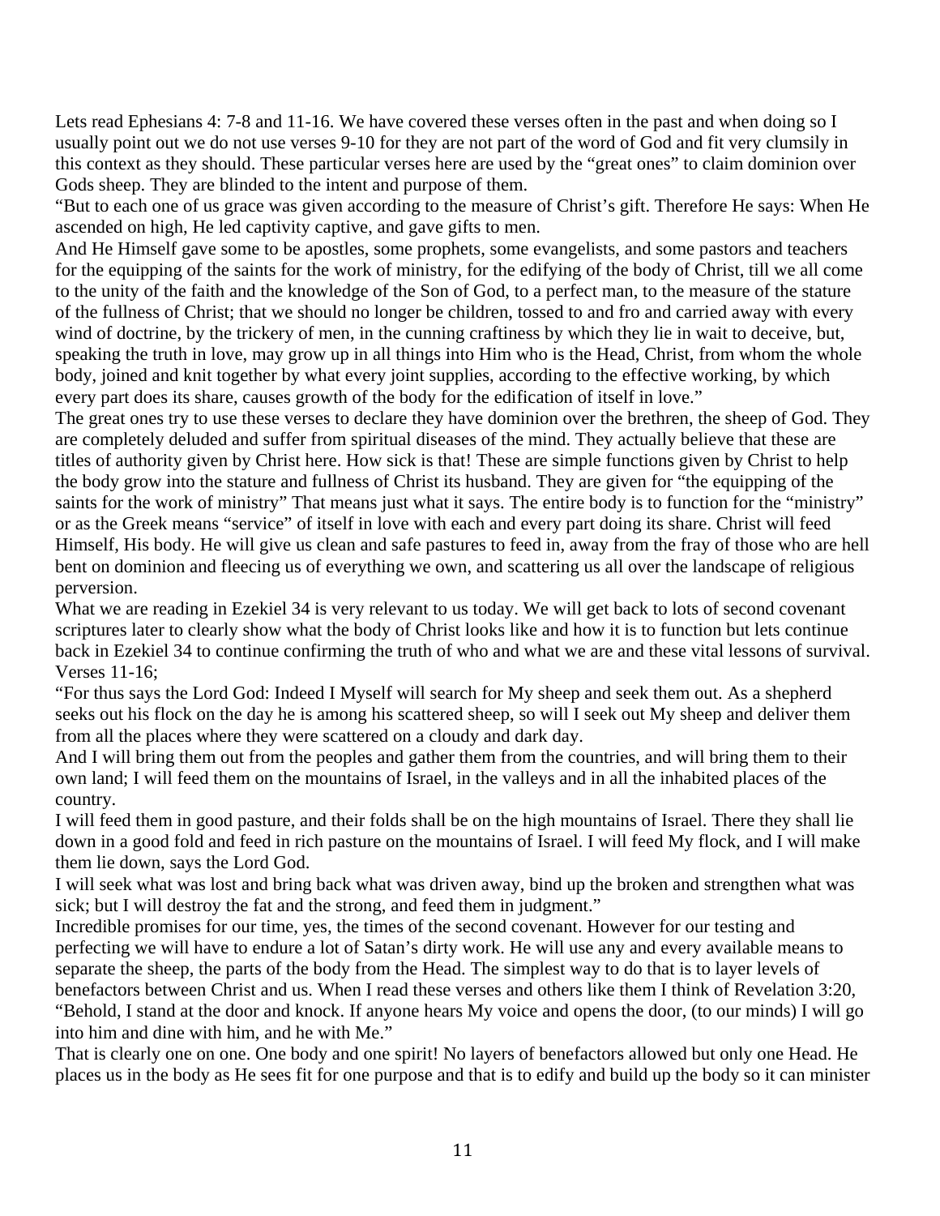Lets read Ephesians 4: 7-8 and 11-16. We have covered these verses often in the past and when doing so I usually point out we do not use verses 9-10 for they are not part of the word of God and fit very clumsily in this context as they should. These particular verses here are used by the "great ones" to claim dominion over Gods sheep. They are blinded to the intent and purpose of them.

"But to each one of us grace was given according to the measure of Christ's gift. Therefore He says: When He ascended on high, He led captivity captive, and gave gifts to men.

And He Himself gave some to be apostles, some prophets, some evangelists, and some pastors and teachers for the equipping of the saints for the work of ministry, for the edifying of the body of Christ, till we all come to the unity of the faith and the knowledge of the Son of God, to a perfect man, to the measure of the stature of the fullness of Christ; that we should no longer be children, tossed to and fro and carried away with every wind of doctrine, by the trickery of men, in the cunning craftiness by which they lie in wait to deceive, but, speaking the truth in love, may grow up in all things into Him who is the Head, Christ, from whom the whole body, joined and knit together by what every joint supplies, according to the effective working, by which every part does its share, causes growth of the body for the edification of itself in love."

The great ones try to use these verses to declare they have dominion over the brethren, the sheep of God. They are completely deluded and suffer from spiritual diseases of the mind. They actually believe that these are titles of authority given by Christ here. How sick is that! These are simple functions given by Christ to help the body grow into the stature and fullness of Christ its husband. They are given for "the equipping of the saints for the work of ministry" That means just what it says. The entire body is to function for the "ministry" or as the Greek means "service" of itself in love with each and every part doing its share. Christ will feed Himself, His body. He will give us clean and safe pastures to feed in, away from the fray of those who are hell bent on dominion and fleecing us of everything we own, and scattering us all over the landscape of religious perversion.

What we are reading in Ezekiel 34 is very relevant to us today. We will get back to lots of second covenant scriptures later to clearly show what the body of Christ looks like and how it is to function but lets continue back in Ezekiel 34 to continue confirming the truth of who and what we are and these vital lessons of survival. Verses 11-16;

"For thus says the Lord God: Indeed I Myself will search for My sheep and seek them out. As a shepherd seeks out his flock on the day he is among his scattered sheep, so will I seek out My sheep and deliver them from all the places where they were scattered on a cloudy and dark day.

And I will bring them out from the peoples and gather them from the countries, and will bring them to their own land; I will feed them on the mountains of Israel, in the valleys and in all the inhabited places of the country.

I will feed them in good pasture, and their folds shall be on the high mountains of Israel. There they shall lie down in a good fold and feed in rich pasture on the mountains of Israel. I will feed My flock, and I will make them lie down, says the Lord God.

I will seek what was lost and bring back what was driven away, bind up the broken and strengthen what was sick; but I will destroy the fat and the strong, and feed them in judgment."

Incredible promises for our time, yes, the times of the second covenant. However for our testing and perfecting we will have to endure a lot of Satan's dirty work. He will use any and every available means to separate the sheep, the parts of the body from the Head. The simplest way to do that is to layer levels of benefactors between Christ and us. When I read these verses and others like them I think of Revelation 3:20, "Behold, I stand at the door and knock. If anyone hears My voice and opens the door, (to our minds) I will go into him and dine with him, and he with Me."

That is clearly one on one. One body and one spirit! No layers of benefactors allowed but only one Head. He places us in the body as He sees fit for one purpose and that is to edify and build up the body so it can minister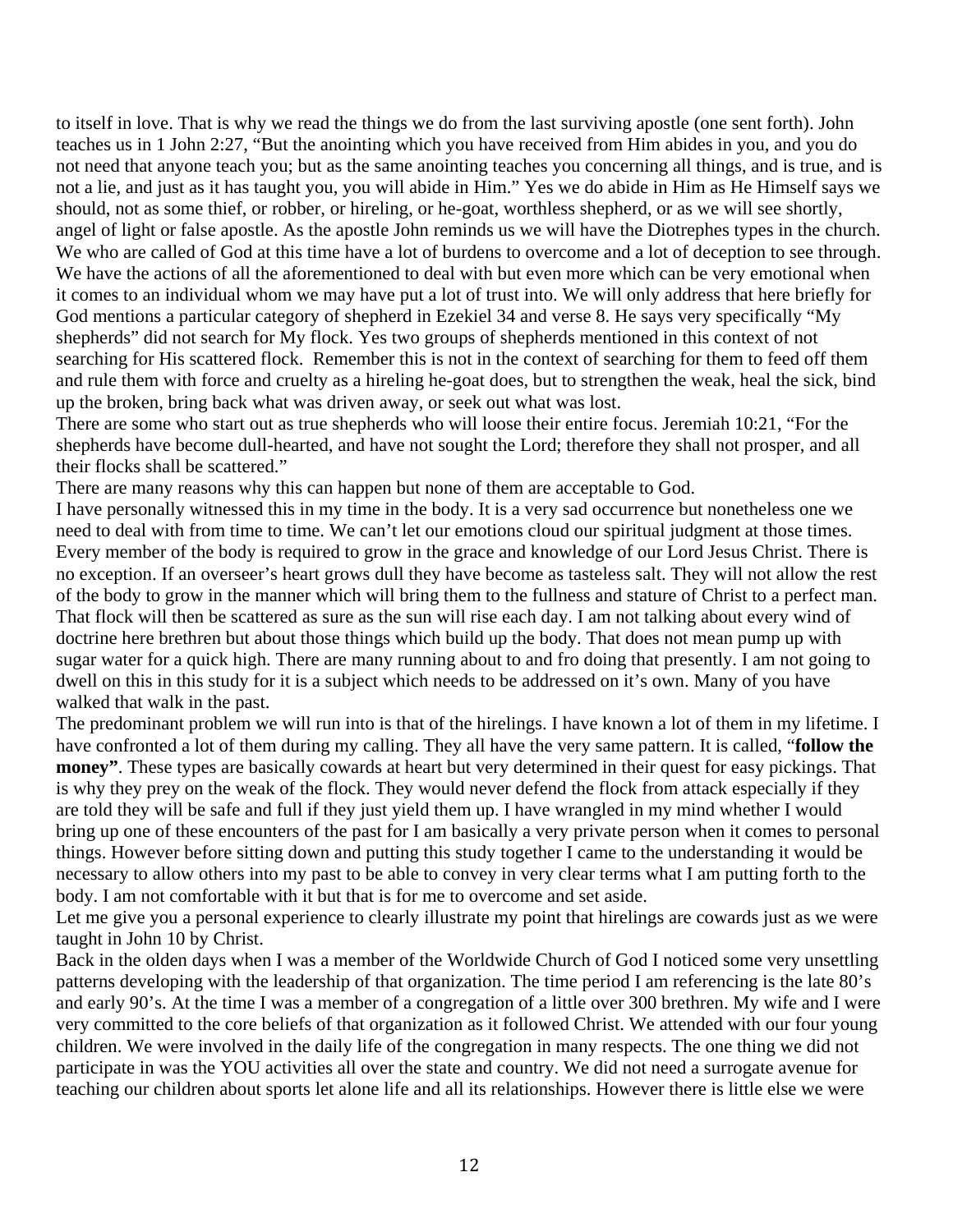to itself in love. That is why we read the things we do from the last surviving apostle (one sent forth). John teaches us in 1 John 2:27, "But the anointing which you have received from Him abides in you, and you do not need that anyone teach you; but as the same anointing teaches you concerning all things, and is true, and is not a lie, and just as it has taught you, you will abide in Him." Yes we do abide in Him as He Himself says we should, not as some thief, or robber, or hireling, or he-goat, worthless shepherd, or as we will see shortly, angel of light or false apostle. As the apostle John reminds us we will have the Diotrephes types in the church. We who are called of God at this time have a lot of burdens to overcome and a lot of deception to see through. We have the actions of all the aforementioned to deal with but even more which can be very emotional when it comes to an individual whom we may have put a lot of trust into. We will only address that here briefly for God mentions a particular category of shepherd in Ezekiel 34 and verse 8. He says very specifically "My shepherds" did not search for My flock. Yes two groups of shepherds mentioned in this context of not searching for His scattered flock. Remember this is not in the context of searching for them to feed off them and rule them with force and cruelty as a hireling he-goat does, but to strengthen the weak, heal the sick, bind up the broken, bring back what was driven away, or seek out what was lost.

There are some who start out as true shepherds who will loose their entire focus. Jeremiah 10:21, "For the shepherds have become dull-hearted, and have not sought the Lord; therefore they shall not prosper, and all their flocks shall be scattered."

There are many reasons why this can happen but none of them are acceptable to God.

I have personally witnessed this in my time in the body. It is a very sad occurrence but nonetheless one we need to deal with from time to time. We can't let our emotions cloud our spiritual judgment at those times. Every member of the body is required to grow in the grace and knowledge of our Lord Jesus Christ. There is no exception. If an overseer's heart grows dull they have become as tasteless salt. They will not allow the rest of the body to grow in the manner which will bring them to the fullness and stature of Christ to a perfect man. That flock will then be scattered as sure as the sun will rise each day. I am not talking about every wind of doctrine here brethren but about those things which build up the body. That does not mean pump up with sugar water for a quick high. There are many running about to and fro doing that presently. I am not going to dwell on this in this study for it is a subject which needs to be addressed on it's own. Many of you have walked that walk in the past.

The predominant problem we will run into is that of the hirelings. I have known a lot of them in my lifetime. I have confronted a lot of them during my calling. They all have the very same pattern. It is called, "**follow the money"**. These types are basically cowards at heart but very determined in their quest for easy pickings. That is why they prey on the weak of the flock. They would never defend the flock from attack especially if they are told they will be safe and full if they just yield them up. I have wrangled in my mind whether I would bring up one of these encounters of the past for I am basically a very private person when it comes to personal things. However before sitting down and putting this study together I came to the understanding it would be necessary to allow others into my past to be able to convey in very clear terms what I am putting forth to the body. I am not comfortable with it but that is for me to overcome and set aside.

Let me give you a personal experience to clearly illustrate my point that hirelings are cowards just as we were taught in John 10 by Christ.

Back in the olden days when I was a member of the Worldwide Church of God I noticed some very unsettling patterns developing with the leadership of that organization. The time period I am referencing is the late 80's and early 90's. At the time I was a member of a congregation of a little over 300 brethren. My wife and I were very committed to the core beliefs of that organization as it followed Christ. We attended with our four young children. We were involved in the daily life of the congregation in many respects. The one thing we did not participate in was the YOU activities all over the state and country. We did not need a surrogate avenue for teaching our children about sports let alone life and all its relationships. However there is little else we were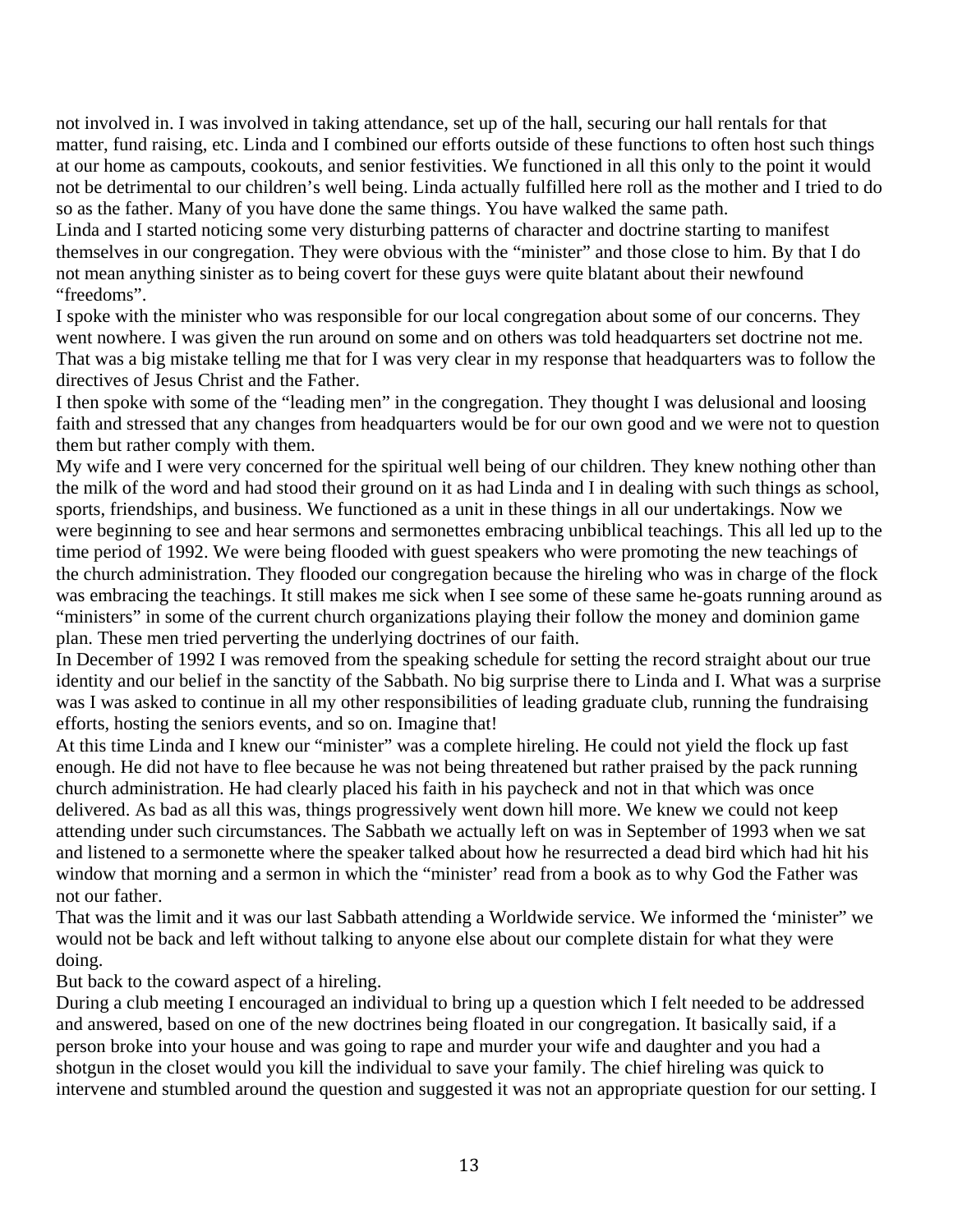not involved in. I was involved in taking attendance, set up of the hall, securing our hall rentals for that matter, fund raising, etc. Linda and I combined our efforts outside of these functions to often host such things at our home as campouts, cookouts, and senior festivities. We functioned in all this only to the point it would not be detrimental to our children's well being. Linda actually fulfilled here roll as the mother and I tried to do so as the father. Many of you have done the same things. You have walked the same path.

Linda and I started noticing some very disturbing patterns of character and doctrine starting to manifest themselves in our congregation. They were obvious with the "minister" and those close to him. By that I do not mean anything sinister as to being covert for these guys were quite blatant about their newfound "freedoms".

I spoke with the minister who was responsible for our local congregation about some of our concerns. They went nowhere. I was given the run around on some and on others was told headquarters set doctrine not me. That was a big mistake telling me that for I was very clear in my response that headquarters was to follow the directives of Jesus Christ and the Father.

I then spoke with some of the "leading men" in the congregation. They thought I was delusional and loosing faith and stressed that any changes from headquarters would be for our own good and we were not to question them but rather comply with them.

My wife and I were very concerned for the spiritual well being of our children. They knew nothing other than the milk of the word and had stood their ground on it as had Linda and I in dealing with such things as school, sports, friendships, and business. We functioned as a unit in these things in all our undertakings. Now we were beginning to see and hear sermons and sermonettes embracing unbiblical teachings. This all led up to the time period of 1992. We were being flooded with guest speakers who were promoting the new teachings of the church administration. They flooded our congregation because the hireling who was in charge of the flock was embracing the teachings. It still makes me sick when I see some of these same he-goats running around as "ministers" in some of the current church organizations playing their follow the money and dominion game plan. These men tried perverting the underlying doctrines of our faith.

In December of 1992 I was removed from the speaking schedule for setting the record straight about our true identity and our belief in the sanctity of the Sabbath. No big surprise there to Linda and I. What was a surprise was I was asked to continue in all my other responsibilities of leading graduate club, running the fundraising efforts, hosting the seniors events, and so on. Imagine that!

At this time Linda and I knew our "minister" was a complete hireling. He could not yield the flock up fast enough. He did not have to flee because he was not being threatened but rather praised by the pack running church administration. He had clearly placed his faith in his paycheck and not in that which was once delivered. As bad as all this was, things progressively went down hill more. We knew we could not keep attending under such circumstances. The Sabbath we actually left on was in September of 1993 when we sat and listened to a sermonette where the speaker talked about how he resurrected a dead bird which had hit his window that morning and a sermon in which the "minister' read from a book as to why God the Father was not our father.

That was the limit and it was our last Sabbath attending a Worldwide service. We informed the 'minister" we would not be back and left without talking to anyone else about our complete distain for what they were doing.

But back to the coward aspect of a hireling.

During a club meeting I encouraged an individual to bring up a question which I felt needed to be addressed and answered, based on one of the new doctrines being floated in our congregation. It basically said, if a person broke into your house and was going to rape and murder your wife and daughter and you had a shotgun in the closet would you kill the individual to save your family. The chief hireling was quick to intervene and stumbled around the question and suggested it was not an appropriate question for our setting. I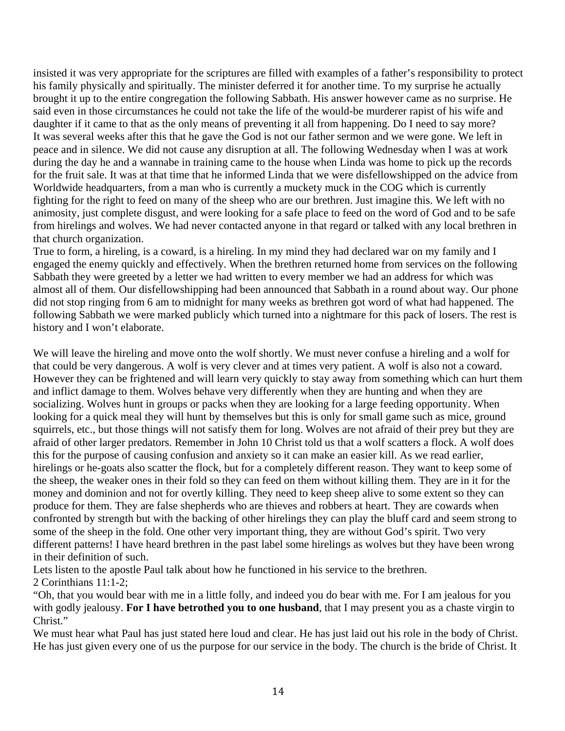insisted it was very appropriate for the scriptures are filled with examples of a father's responsibility to protect his family physically and spiritually. The minister deferred it for another time. To my surprise he actually brought it up to the entire congregation the following Sabbath. His answer however came as no surprise. He said even in those circumstances he could not take the life of the would-be murderer rapist of his wife and daughter if it came to that as the only means of preventing it all from happening. Do I need to say more?
It was several weeks after this that he gave the God is not our father sermon and we were gone. We left in peace and in silence. We did not cause any disruption at all. The following Wednesday when I was at work during the day he and a wannabe in training came to the house when Linda was home to pick up the records for the fruit sale. It was at that time that he informed Linda that we were disfellowshipped on the advice from Worldwide headquarters, from a man who is currently a muckety muck in the COG which is currently fighting for the right to feed on many of the sheep who are our brethren. Just imagine this. We left with no animosity, just complete disgust, and were looking for a safe place to feed on the word of God and to be safe from hirelings and wolves. We had never contacted anyone in that regard or talked with any local brethren in that church organization.
True to form, a hireling, is a coward, is a hireling. In my mind they had declared war on my family and I engaged the enemy quickly and effectively. When the brethren returned home from services on the following Sabbath they were greeted by a letter we had written to every member we had an address for which was almost all of them. Our disfellowshipping had been announced that Sabbath in a round about way. Our phone did not stop ringing from 6 am to midnight for many weeks as brethren got word of what had happened. The following Sabbath we were marked publicly which turned into a nightmare for this pack of losers. The rest is history and I won't elaborate.

We will leave the hireling and move onto the wolf shortly. We must never confuse a hireling and a wolf for that could be very dangerous. A wolf is very clever and at times very patient. A wolf is also not a coward. However they can be frightened and will learn very quickly to stay away from something which can hurt them and inflict damage to them. Wolves behave very differently when they are hunting and when they are socializing. Wolves hunt in groups or packs when they are looking for a large feeding opportunity. When looking for a quick meal they will hunt by themselves but this is only for small game such as mice, ground squirrels, etc., but those things will not satisfy them for long. Wolves are not afraid of their prey but they are afraid of other larger predators. Remember in John 10 Christ told us that a wolf scatters a flock. A wolf does this for the purpose of causing confusion and anxiety so it can make an easier kill. As we read earlier, hirelings or he-goats also scatter the flock, but for a completely different reason. They want to keep some of the sheep, the weaker ones in their fold so they can feed on them without killing them. They are in it for the money and dominion and not for overtly killing. They need to keep sheep alive to some extent so they can produce for them. They are false shepherds who are thieves and robbers at heart. They are cowards when confronted by strength but with the backing of other hirelings they can play the bluff card and seem strong to some of the sheep in the fold. One other very important thing, they are without God's spirit. Two very different patterns! I have heard brethren in the past label some hirelings as wolves but they have been wrong in their definition of such.
Lets listen to the apostle Paul talk about how he functioned in his service to the brethren.
2 Corinthians 11:1-2;
"Oh, that you would bear with me in a little folly, and indeed you do bear with me. For I am jealous for you with godly jealousy. **For I have betrothed you to one husband**, that I may present you as a chaste virgin to Christ."
We must hear what Paul has just stated here loud and clear. He has just laid out his role in the body of Christ. He has just given every one of us the purpose for our service in the body. The church is the bride of Christ. It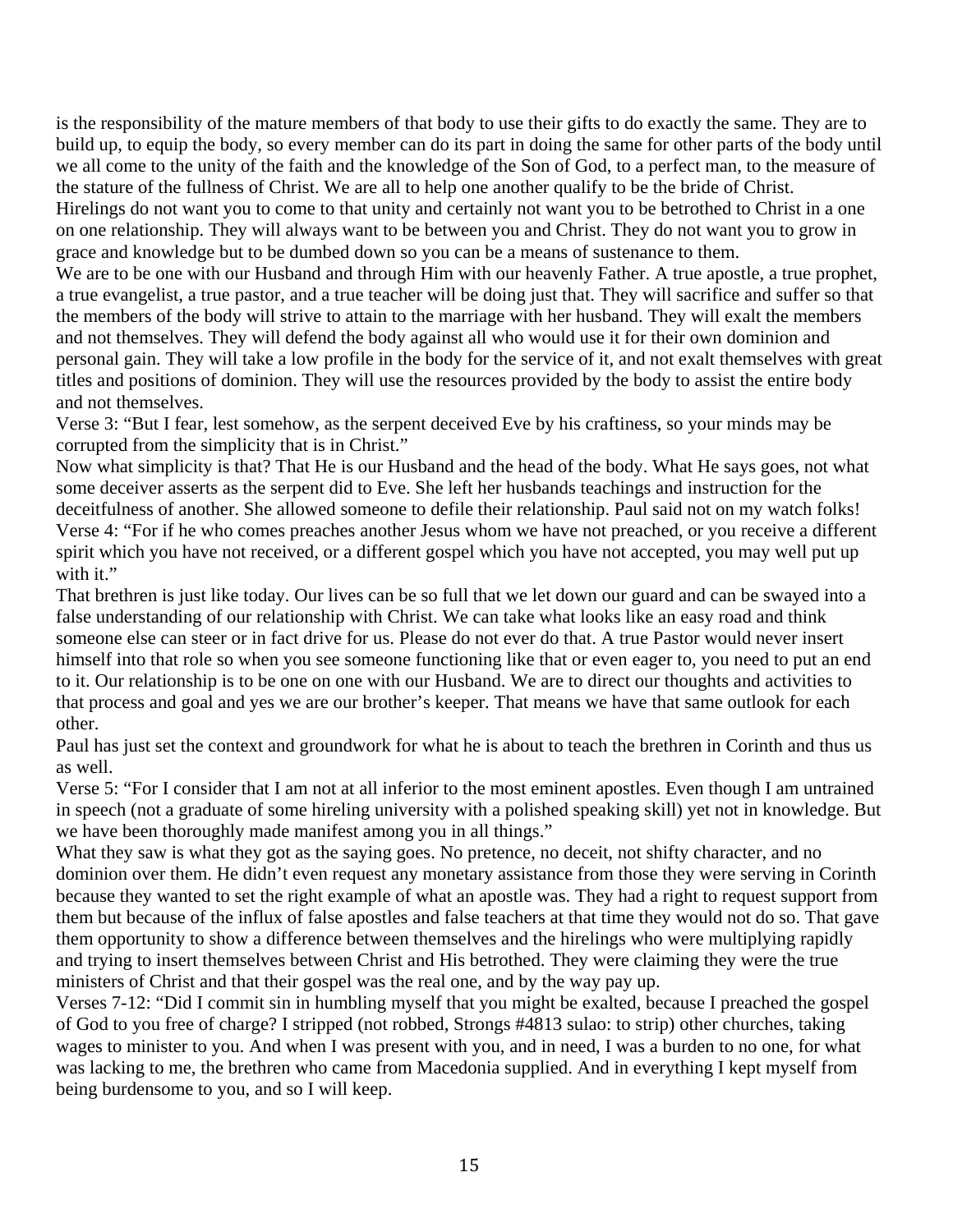is the responsibility of the mature members of that body to use their gifts to do exactly the same. They are to build up, to equip the body, so every member can do its part in doing the same for other parts of the body until we all come to the unity of the faith and the knowledge of the Son of God, to a perfect man, to the measure of the stature of the fullness of Christ. We are all to help one another qualify to be the bride of Christ.

Hirelings do not want you to come to that unity and certainly not want you to be betrothed to Christ in a one on one relationship. They will always want to be between you and Christ. They do not want you to grow in grace and knowledge but to be dumbed down so you can be a means of sustenance to them.

We are to be one with our Husband and through Him with our heavenly Father. A true apostle, a true prophet, a true evangelist, a true pastor, and a true teacher will be doing just that. They will sacrifice and suffer so that the members of the body will strive to attain to the marriage with her husband. They will exalt the members and not themselves. They will defend the body against all who would use it for their own dominion and personal gain. They will take a low profile in the body for the service of it, and not exalt themselves with great titles and positions of dominion. They will use the resources provided by the body to assist the entire body and not themselves.

Verse 3: "But I fear, lest somehow, as the serpent deceived Eve by his craftiness, so your minds may be corrupted from the simplicity that is in Christ."

Now what simplicity is that? That He is our Husband and the head of the body. What He says goes, not what some deceiver asserts as the serpent did to Eve. She left her husbands teachings and instruction for the deceitfulness of another. She allowed someone to defile their relationship. Paul said not on my watch folks!

Verse 4: "For if he who comes preaches another Jesus whom we have not preached, or you receive a different spirit which you have not received, or a different gospel which you have not accepted, you may well put up with it."

That brethren is just like today. Our lives can be so full that we let down our guard and can be swayed into a false understanding of our relationship with Christ. We can take what looks like an easy road and think someone else can steer or in fact drive for us. Please do not ever do that. A true Pastor would never insert himself into that role so when you see someone functioning like that or even eager to, you need to put an end to it. Our relationship is to be one on one with our Husband. We are to direct our thoughts and activities to that process and goal and yes we are our brother's keeper. That means we have that same outlook for each other.

Paul has just set the context and groundwork for what he is about to teach the brethren in Corinth and thus us as well.

Verse 5: "For I consider that I am not at all inferior to the most eminent apostles. Even though I am untrained in speech (not a graduate of some hireling university with a polished speaking skill) yet not in knowledge. But we have been thoroughly made manifest among you in all things."

What they saw is what they got as the saying goes. No pretence, no deceit, not shifty character, and no dominion over them. He didn't even request any monetary assistance from those they were serving in Corinth because they wanted to set the right example of what an apostle was. They had a right to request support from them but because of the influx of false apostles and false teachers at that time they would not do so. That gave them opportunity to show a difference between themselves and the hirelings who were multiplying rapidly and trying to insert themselves between Christ and His betrothed. They were claiming they were the true ministers of Christ and that their gospel was the real one, and by the way pay up.

Verses 7-12: "Did I commit sin in humbling myself that you might be exalted, because I preached the gospel of God to you free of charge? I stripped (not robbed, Strongs #4813 sulao: to strip) other churches, taking wages to minister to you. And when I was present with you, and in need, I was a burden to no one, for what was lacking to me, the brethren who came from Macedonia supplied. And in everything I kept myself from being burdensome to you, and so I will keep.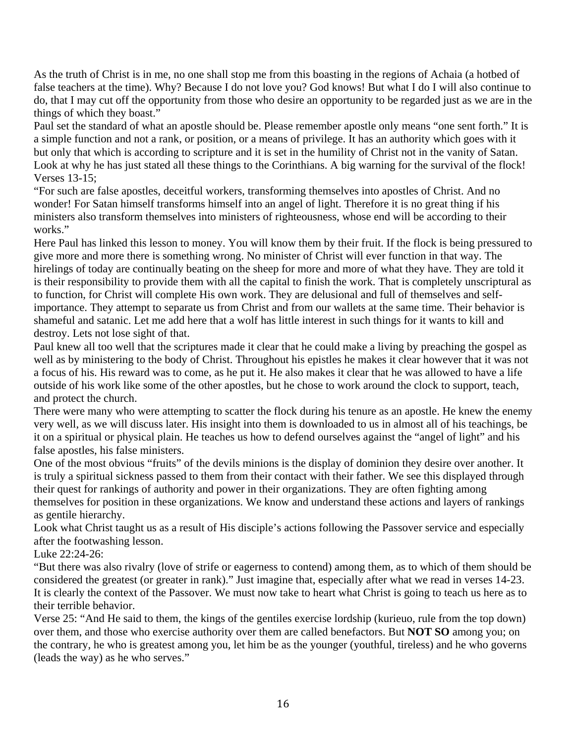As the truth of Christ is in me, no one shall stop me from this boasting in the regions of Achaia (a hotbed of false teachers at the time). Why? Because I do not love you? God knows! But what I do I will also continue to do, that I may cut off the opportunity from those who desire an opportunity to be regarded just as we are in the things of which they boast."

Paul set the standard of what an apostle should be. Please remember apostle only means "one sent forth." It is a simple function and not a rank, or position, or a means of privilege. It has an authority which goes with it but only that which is according to scripture and it is set in the humility of Christ not in the vanity of Satan. Look at why he has just stated all these things to the Corinthians. A big warning for the survival of the flock!

Verses 13-15;

"For such are false apostles, deceitful workers, transforming themselves into apostles of Christ. And no wonder! For Satan himself transforms himself into an angel of light. Therefore it is no great thing if his ministers also transform themselves into ministers of righteousness, whose end will be according to their works."

Here Paul has linked this lesson to money. You will know them by their fruit. If the flock is being pressured to give more and more there is something wrong. No minister of Christ will ever function in that way. The hirelings of today are continually beating on the sheep for more and more of what they have. They are told it is their responsibility to provide them with all the capital to finish the work. That is completely unscriptural as to function, for Christ will complete His own work. They are delusional and full of themselves and self-importance. They attempt to separate us from Christ and from our wallets at the same time. Their behavior is shameful and satanic. Let me add here that a wolf has little interest in such things for it wants to kill and destroy. Lets not lose sight of that.

Paul knew all too well that the scriptures made it clear that he could make a living by preaching the gospel as well as by ministering to the body of Christ. Throughout his epistles he makes it clear however that it was not a focus of his. His reward was to come, as he put it. He also makes it clear that he was allowed to have a life outside of his work like some of the other apostles, but he chose to work around the clock to support, teach, and protect the church.

There were many who were attempting to scatter the flock during his tenure as an apostle. He knew the enemy very well, as we will discuss later. His insight into them is downloaded to us in almost all of his teachings, be it on a spiritual or physical plain. He teaches us how to defend ourselves against the "angel of light" and his false apostles, his false ministers.

One of the most obvious "fruits" of the devils minions is the display of dominion they desire over another. It is truly a spiritual sickness passed to them from their contact with their father. We see this displayed through their quest for rankings of authority and power in their organizations. They are often fighting among themselves for position in these organizations. We know and understand these actions and layers of rankings as gentile hierarchy.

Look what Christ taught us as a result of His disciple's actions following the Passover service and especially after the footwashing lesson.

Luke 22:24-26:

"But there was also rivalry (love of strife or eagerness to contend) among them, as to which of them should be considered the greatest (or greater in rank)." Just imagine that, especially after what we read in verses 14-23. It is clearly the context of the Passover. We must now take to heart what Christ is going to teach us here as to their terrible behavior.

Verse 25: "And He said to them, the kings of the gentiles exercise lordship (kurieuo, rule from the top down) over them, and those who exercise authority over them are called benefactors. But **NOT SO** among you; on the contrary, he who is greatest among you, let him be as the younger (youthful, tireless) and he who governs (leads the way) as he who serves."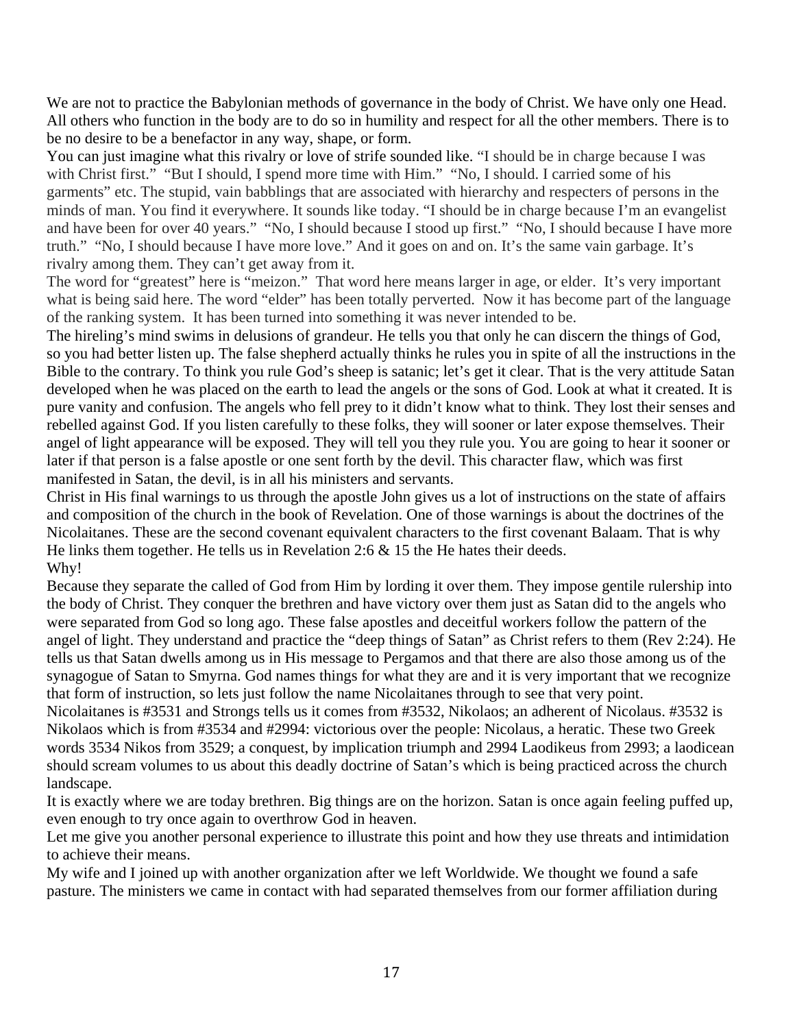We are not to practice the Babylonian methods of governance in the body of Christ. We have only one Head. All others who function in the body are to do so in humility and respect for all the other members. There is to be no desire to be a benefactor in any way, shape, or form.

You can just imagine what this rivalry or love of strife sounded like. "I should be in charge because I was with Christ first." "But I should, I spend more time with Him." "No, I should. I carried some of his garments" etc. The stupid, vain babblings that are associated with hierarchy and respecters of persons in the minds of man. You find it everywhere. It sounds like today. "I should be in charge because I'm an evangelist and have been for over 40 years." "No, I should because I stood up first." "No, I should because I have more truth." "No, I should because I have more love." And it goes on and on. It's the same vain garbage. It's rivalry among them. They can't get away from it.

The word for "greatest" here is "meizon." That word here means larger in age, or elder. It's very important what is being said here. The word "elder" has been totally perverted. Now it has become part of the language of the ranking system. It has been turned into something it was never intended to be.

The hireling's mind swims in delusions of grandeur. He tells you that only he can discern the things of God, so you had better listen up. The false shepherd actually thinks he rules you in spite of all the instructions in the Bible to the contrary. To think you rule God's sheep is satanic; let's get it clear. That is the very attitude Satan developed when he was placed on the earth to lead the angels or the sons of God. Look at what it created. It is pure vanity and confusion. The angels who fell prey to it didn't know what to think. They lost their senses and rebelled against God. If you listen carefully to these folks, they will sooner or later expose themselves. Their angel of light appearance will be exposed. They will tell you they rule you. You are going to hear it sooner or later if that person is a false apostle or one sent forth by the devil. This character flaw, which was first manifested in Satan, the devil, is in all his ministers and servants.

Christ in His final warnings to us through the apostle John gives us a lot of instructions on the state of affairs and composition of the church in the book of Revelation. One of those warnings is about the doctrines of the Nicolaitanes. These are the second covenant equivalent characters to the first covenant Balaam. That is why He links them together. He tells us in Revelation 2:6 & 15 the He hates their deeds.

Why!

Because they separate the called of God from Him by lording it over them. They impose gentile rulership into the body of Christ. They conquer the brethren and have victory over them just as Satan did to the angels who were separated from God so long ago. These false apostles and deceitful workers follow the pattern of the angel of light. They understand and practice the "deep things of Satan" as Christ refers to them (Rev 2:24). He tells us that Satan dwells among us in His message to Pergamos and that there are also those among us of the synagogue of Satan to Smyrna. God names things for what they are and it is very important that we recognize that form of instruction, so lets just follow the name Nicolaitanes through to see that very point.

Nicolaitanes is #3531 and Strongs tells us it comes from #3532, Nikolaos; an adherent of Nicolaus. #3532 is Nikolaos which is from #3534 and #2994: victorious over the people: Nicolaus, a heratic. These two Greek words 3534 Nikos from 3529; a conquest, by implication triumph and 2994 Laodikeus from 2993; a laodicean should scream volumes to us about this deadly doctrine of Satan's which is being practiced across the church landscape.

It is exactly where we are today brethren. Big things are on the horizon. Satan is once again feeling puffed up, even enough to try once again to overthrow God in heaven.

Let me give you another personal experience to illustrate this point and how they use threats and intimidation to achieve their means.

My wife and I joined up with another organization after we left Worldwide. We thought we found a safe pasture. The ministers we came in contact with had separated themselves from our former affiliation during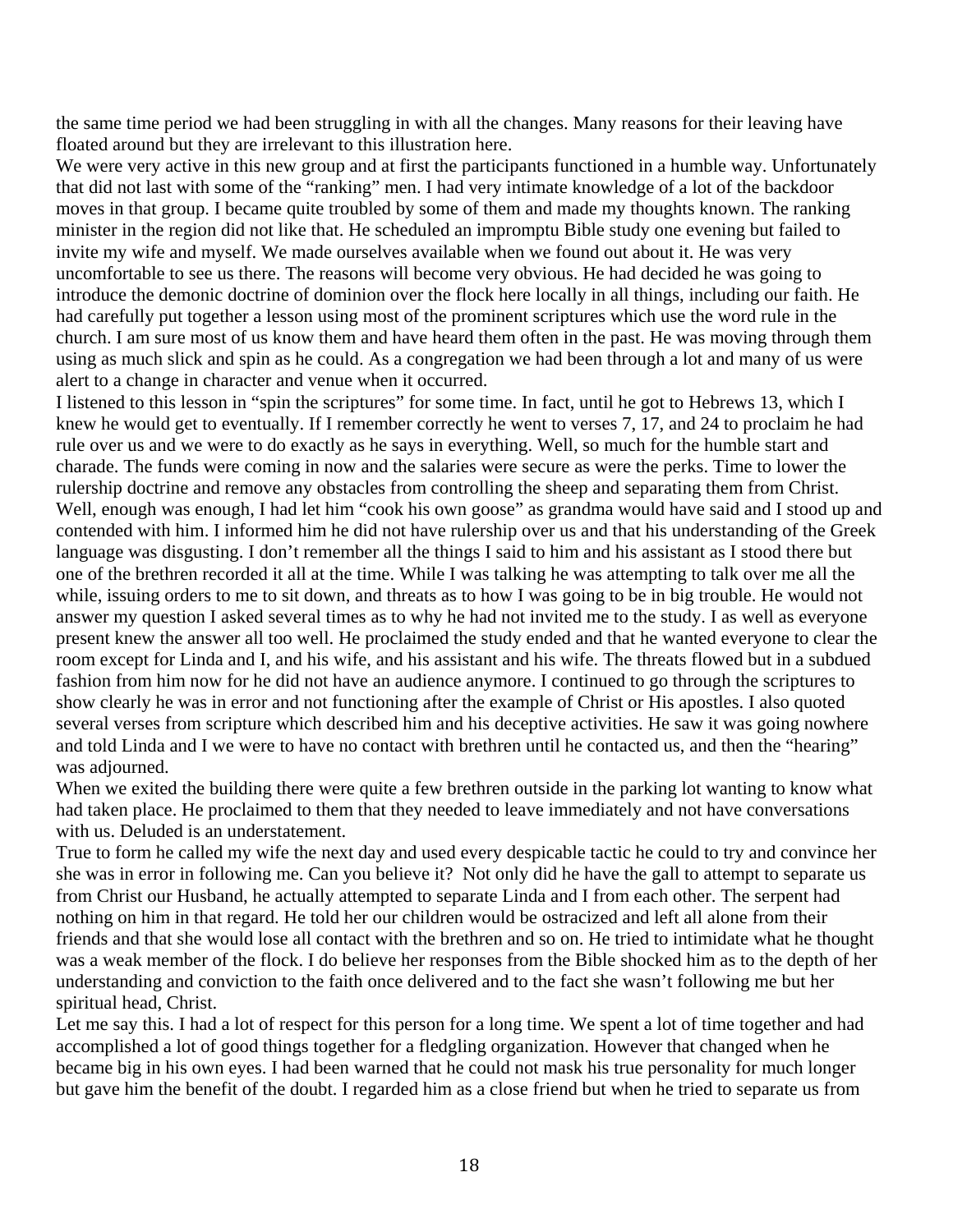the same time period we had been struggling in with all the changes. Many reasons for their leaving have floated around but they are irrelevant to this illustration here.

We were very active in this new group and at first the participants functioned in a humble way. Unfortunately that did not last with some of the "ranking" men. I had very intimate knowledge of a lot of the backdoor moves in that group. I became quite troubled by some of them and made my thoughts known. The ranking minister in the region did not like that. He scheduled an impromptu Bible study one evening but failed to invite my wife and myself. We made ourselves available when we found out about it. He was very uncomfortable to see us there. The reasons will become very obvious. He had decided he was going to introduce the demonic doctrine of dominion over the flock here locally in all things, including our faith. He had carefully put together a lesson using most of the prominent scriptures which use the word rule in the church. I am sure most of us know them and have heard them often in the past. He was moving through them using as much slick and spin as he could. As a congregation we had been through a lot and many of us were alert to a change in character and venue when it occurred.

I listened to this lesson in "spin the scriptures" for some time. In fact, until he got to Hebrews 13, which I knew he would get to eventually. If I remember correctly he went to verses 7, 17, and 24 to proclaim he had rule over us and we were to do exactly as he says in everything. Well, so much for the humble start and charade. The funds were coming in now and the salaries were secure as were the perks. Time to lower the rulership doctrine and remove any obstacles from controlling the sheep and separating them from Christ. Well, enough was enough, I had let him "cook his own goose" as grandma would have said and I stood up and contended with him. I informed him he did not have rulership over us and that his understanding of the Greek language was disgusting. I don't remember all the things I said to him and his assistant as I stood there but one of the brethren recorded it all at the time. While I was talking he was attempting to talk over me all the while, issuing orders to me to sit down, and threats as to how I was going to be in big trouble. He would not answer my question I asked several times as to why he had not invited me to the study. I as well as everyone present knew the answer all too well. He proclaimed the study ended and that he wanted everyone to clear the room except for Linda and I, and his wife, and his assistant and his wife. The threats flowed but in a subdued fashion from him now for he did not have an audience anymore. I continued to go through the scriptures to show clearly he was in error and not functioning after the example of Christ or His apostles. I also quoted several verses from scripture which described him and his deceptive activities. He saw it was going nowhere and told Linda and I we were to have no contact with brethren until he contacted us, and then the "hearing" was adjourned.

When we exited the building there were quite a few brethren outside in the parking lot wanting to know what had taken place. He proclaimed to them that they needed to leave immediately and not have conversations with us. Deluded is an understatement.

True to form he called my wife the next day and used every despicable tactic he could to try and convince her she was in error in following me. Can you believe it? Not only did he have the gall to attempt to separate us from Christ our Husband, he actually attempted to separate Linda and I from each other. The serpent had nothing on him in that regard. He told her our children would be ostracized and left all alone from their friends and that she would lose all contact with the brethren and so on. He tried to intimidate what he thought was a weak member of the flock. I do believe her responses from the Bible shocked him as to the depth of her understanding and conviction to the faith once delivered and to the fact she wasn't following me but her spiritual head, Christ.

Let me say this. I had a lot of respect for this person for a long time. We spent a lot of time together and had accomplished a lot of good things together for a fledgling organization. However that changed when he became big in his own eyes. I had been warned that he could not mask his true personality for much longer but gave him the benefit of the doubt. I regarded him as a close friend but when he tried to separate us from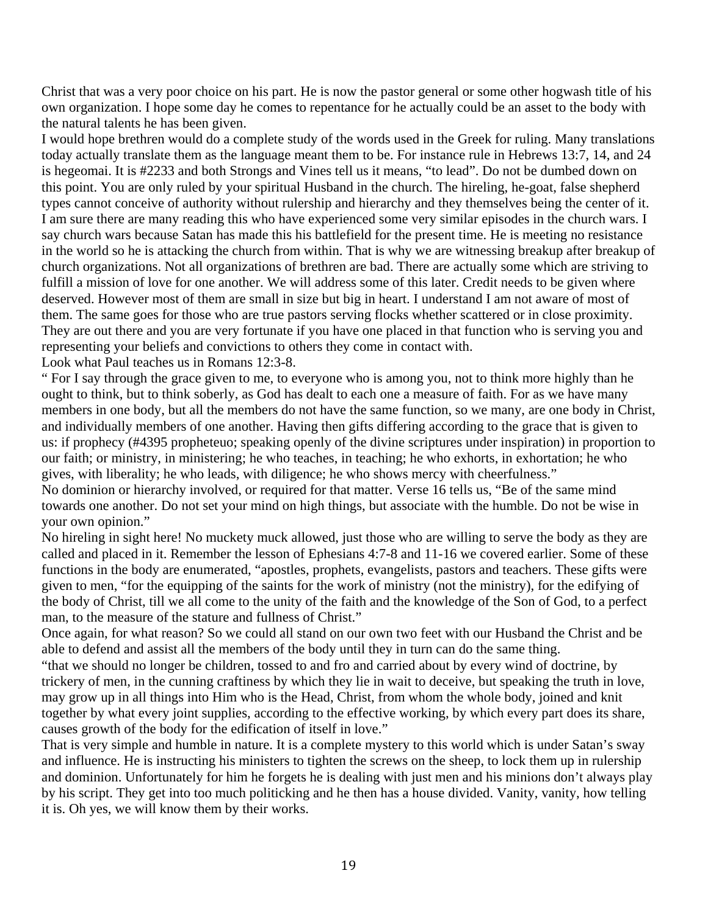Christ that was a very poor choice on his part. He is now the pastor general or some other hogwash title of his own organization. I hope some day he comes to repentance for he actually could be an asset to the body with the natural talents he has been given.

I would hope brethren would do a complete study of the words used in the Greek for ruling. Many translations today actually translate them as the language meant them to be. For instance rule in Hebrews 13:7, 14, and 24 is hegeomai. It is #2233 and both Strongs and Vines tell us it means, "to lead". Do not be dumbed down on this point. You are only ruled by your spiritual Husband in the church. The hireling, he-goat, false shepherd types cannot conceive of authority without rulership and hierarchy and they themselves being the center of it. I am sure there are many reading this who have experienced some very similar episodes in the church wars. I say church wars because Satan has made this his battlefield for the present time. He is meeting no resistance in the world so he is attacking the church from within. That is why we are witnessing breakup after breakup of church organizations. Not all organizations of brethren are bad. There are actually some which are striving to fulfill a mission of love for one another. We will address some of this later. Credit needs to be given where deserved. However most of them are small in size but big in heart. I understand I am not aware of most of them. The same goes for those who are true pastors serving flocks whether scattered or in close proximity. They are out there and you are very fortunate if you have one placed in that function who is serving you and representing your beliefs and convictions to others they come in contact with.

Look what Paul teaches us in Romans 12:3-8.

" For I say through the grace given to me, to everyone who is among you, not to think more highly than he ought to think, but to think soberly, as God has dealt to each one a measure of faith. For as we have many members in one body, but all the members do not have the same function, so we many, are one body in Christ, and individually members of one another. Having then gifts differing according to the grace that is given to us: if prophecy (#4395 propheteuo; speaking openly of the divine scriptures under inspiration) in proportion to our faith; or ministry, in ministering; he who teaches, in teaching; he who exhorts, in exhortation; he who gives, with liberality; he who leads, with diligence; he who shows mercy with cheerfulness."

No dominion or hierarchy involved, or required for that matter. Verse 16 tells us, "Be of the same mind towards one another. Do not set your mind on high things, but associate with the humble. Do not be wise in your own opinion."

No hireling in sight here! No muckety muck allowed, just those who are willing to serve the body as they are called and placed in it. Remember the lesson of Ephesians 4:7-8 and 11-16 we covered earlier. Some of these functions in the body are enumerated, "apostles, prophets, evangelists, pastors and teachers. These gifts were given to men, "for the equipping of the saints for the work of ministry (not the ministry), for the edifying of the body of Christ, till we all come to the unity of the faith and the knowledge of the Son of God, to a perfect man, to the measure of the stature and fullness of Christ."

Once again, for what reason? So we could all stand on our own two feet with our Husband the Christ and be able to defend and assist all the members of the body until they in turn can do the same thing.

"that we should no longer be children, tossed to and fro and carried about by every wind of doctrine, by trickery of men, in the cunning craftiness by which they lie in wait to deceive, but speaking the truth in love, may grow up in all things into Him who is the Head, Christ, from whom the whole body, joined and knit together by what every joint supplies, according to the effective working, by which every part does its share, causes growth of the body for the edification of itself in love."

That is very simple and humble in nature. It is a complete mystery to this world which is under Satan's sway and influence. He is instructing his ministers to tighten the screws on the sheep, to lock them up in rulership and dominion. Unfortunately for him he forgets he is dealing with just men and his minions don't always play by his script. They get into too much politicking and he then has a house divided. Vanity, vanity, how telling it is. Oh yes, we will know them by their works.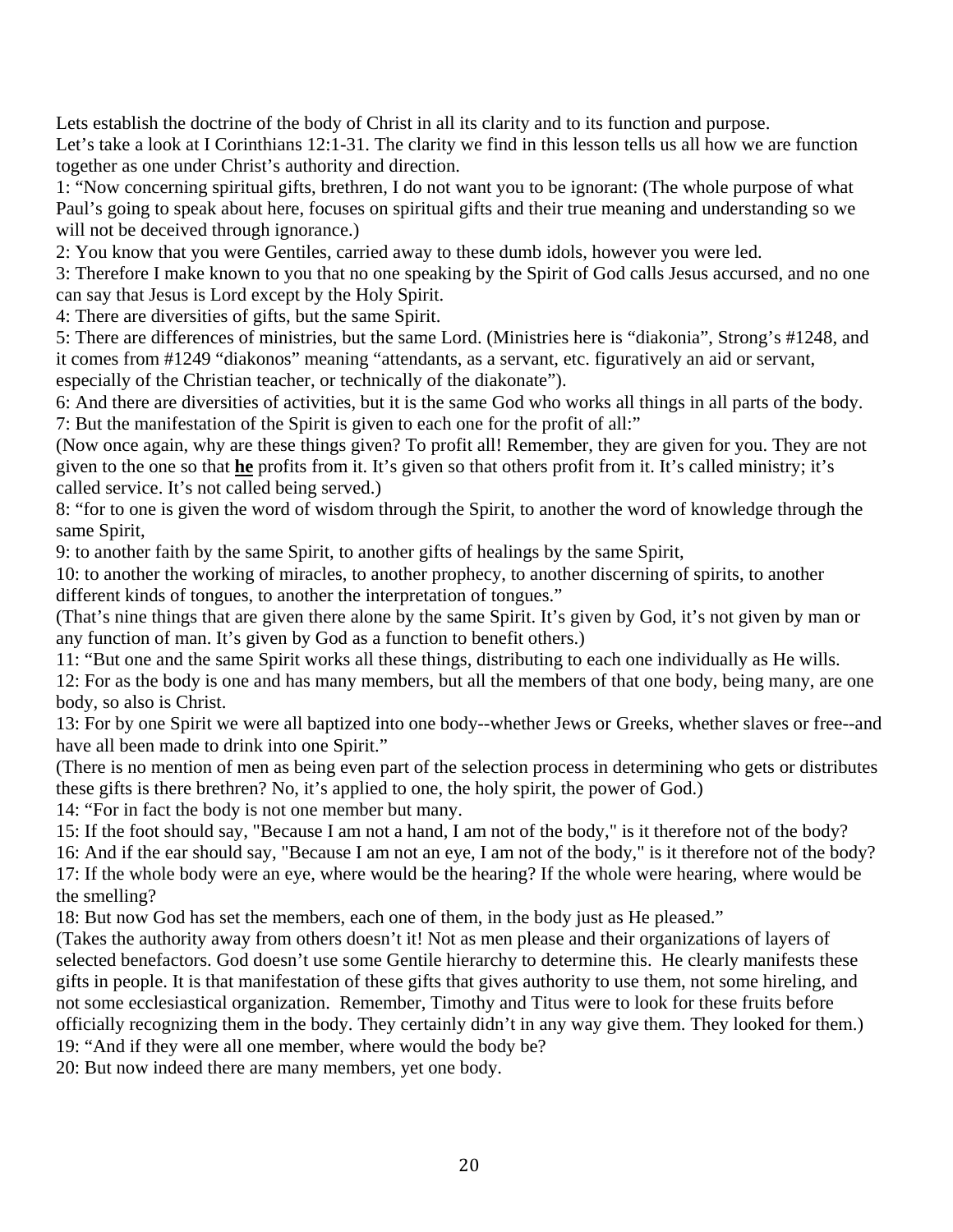Lets establish the doctrine of the body of Christ in all its clarity and to its function and purpose.

Let's take a look at I Corinthians 12:1-31. The clarity we find in this lesson tells us all how we are function together as one under Christ's authority and direction.

1: "Now concerning spiritual gifts, brethren, I do not want you to be ignorant: (The whole purpose of what Paul's going to speak about here, focuses on spiritual gifts and their true meaning and understanding so we will not be deceived through ignorance.)

2: You know that you were Gentiles, carried away to these dumb idols, however you were led.

3: Therefore I make known to you that no one speaking by the Spirit of God calls Jesus accursed, and no one can say that Jesus is Lord except by the Holy Spirit.

4: There are diversities of gifts, but the same Spirit.

5: There are differences of ministries, but the same Lord. (Ministries here is "diakonia", Strong's #1248, and it comes from #1249 "diakonos" meaning "attendants, as a servant, etc. figuratively an aid or servant, especially of the Christian teacher, or technically of the diakonate").

6: And there are diversities of activities, but it is the same God who works all things in all parts of the body.

7: But the manifestation of the Spirit is given to each one for the profit of all:"

(Now once again, why are these things given? To profit all! Remember, they are given for you. They are not given to the one so that **<u>he</u>** profits from it. It's given so that others profit from it. It's called ministry; it's called service. It's not called being served.)

8: "for to one is given the word of wisdom through the Spirit, to another the word of knowledge through the same Spirit,

9: to another faith by the same Spirit, to another gifts of healings by the same Spirit,

10: to another the working of miracles, to another prophecy, to another discerning of spirits, to another different kinds of tongues, to another the interpretation of tongues."

(That's nine things that are given there alone by the same Spirit. It's given by God, it's not given by man or any function of man. It's given by God as a function to benefit others.)

11: "But one and the same Spirit works all these things, distributing to each one individually as He wills.

12: For as the body is one and has many members, but all the members of that one body, being many, are one body, so also is Christ.

13: For by one Spirit we were all baptized into one body--whether Jews or Greeks, whether slaves or free--and have all been made to drink into one Spirit."

(There is no mention of men as being even part of the selection process in determining who gets or distributes these gifts is there brethren? No, it's applied to one, the holy spirit, the power of God.)

14: "For in fact the body is not one member but many.

15: If the foot should say, "Because I am not a hand, I am not of the body," is it therefore not of the body?

16: And if the ear should say, "Because I am not an eye, I am not of the body," is it therefore not of the body?

17: If the whole body were an eye, where would be the hearing? If the whole were hearing, where would be the smelling?

18: But now God has set the members, each one of them, in the body just as He pleased."

(Takes the authority away from others doesn't it! Not as men please and their organizations of layers of selected benefactors. God doesn't use some Gentile hierarchy to determine this. He clearly manifests these gifts in people. It is that manifestation of these gifts that gives authority to use them, not some hireling, and not some ecclesiastical organization. Remember, Timothy and Titus were to look for these fruits before officially recognizing them in the body. They certainly didn't in any way give them. They looked for them.)

19: "And if they were all one member, where would the body be?

20: But now indeed there are many members, yet one body.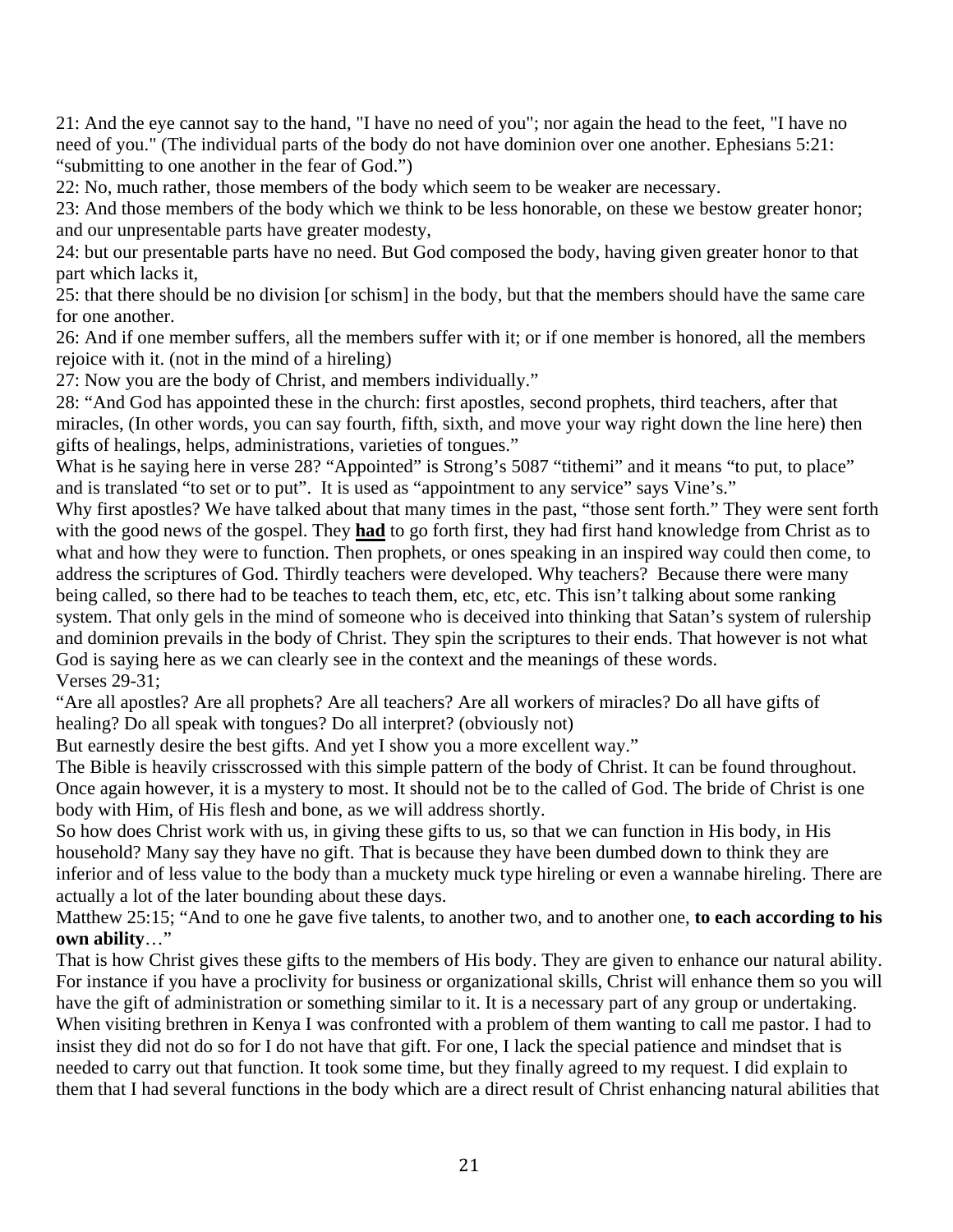21: And the eye cannot say to the hand, "I have no need of you"; nor again the head to the feet, "I have no need of you." (The individual parts of the body do not have dominion over one another. Ephesians 5:21: "submitting to one another in the fear of God.")

22: No, much rather, those members of the body which seem to be weaker are necessary.

23: And those members of the body which we think to be less honorable, on these we bestow greater honor; and our unpresentable parts have greater modesty,

24: but our presentable parts have no need. But God composed the body, having given greater honor to that part which lacks it,

25: that there should be no division [or schism] in the body, but that the members should have the same care for one another.

26: And if one member suffers, all the members suffer with it; or if one member is honored, all the members rejoice with it. (not in the mind of a hireling)

27: Now you are the body of Christ, and members individually."

28: "And God has appointed these in the church: first apostles, second prophets, third teachers, after that miracles, (In other words, you can say fourth, fifth, sixth, and move your way right down the line here) then gifts of healings, helps, administrations, varieties of tongues."

What is he saying here in verse 28? "Appointed" is Strong's 5087 "tithemi" and it means "to put, to place" and is translated "to set or to put". It is used as "appointment to any service" says Vine's."

Why first apostles? We have talked about that many times in the past, "those sent forth." They were sent forth with the good news of the gospel. They **had** to go forth first, they had first hand knowledge from Christ as to what and how they were to function. Then prophets, or ones speaking in an inspired way could then come, to address the scriptures of God. Thirdly teachers were developed. Why teachers? Because there were many being called, so there had to be teaches to teach them, etc, etc, etc. This isn't talking about some ranking system. That only gels in the mind of someone who is deceived into thinking that Satan's system of rulership and dominion prevails in the body of Christ. They spin the scriptures to their ends. That however is not what God is saying here as we can clearly see in the context and the meanings of these words.

Verses 29-31;

"Are all apostles? Are all prophets? Are all teachers? Are all workers of miracles? Do all have gifts of healing? Do all speak with tongues? Do all interpret? (obviously not)

But earnestly desire the best gifts. And yet I show you a more excellent way."

The Bible is heavily crisscrossed with this simple pattern of the body of Christ. It can be found throughout. Once again however, it is a mystery to most. It should not be to the called of God. The bride of Christ is one body with Him, of His flesh and bone, as we will address shortly.

So how does Christ work with us, in giving these gifts to us, so that we can function in His body, in His household? Many say they have no gift. That is because they have been dumbed down to think they are inferior and of less value to the body than a muckety muck type hireling or even a wannabe hireling. There are actually a lot of the later bounding about these days.

Matthew 25:15; "And to one he gave five talents, to another two, and to another one, **to each according to his own ability**…"

That is how Christ gives these gifts to the members of His body. They are given to enhance our natural ability. For instance if you have a proclivity for business or organizational skills, Christ will enhance them so you will have the gift of administration or something similar to it. It is a necessary part of any group or undertaking. When visiting brethren in Kenya I was confronted with a problem of them wanting to call me pastor. I had to insist they did not do so for I do not have that gift. For one, I lack the special patience and mindset that is needed to carry out that function. It took some time, but they finally agreed to my request. I did explain to them that I had several functions in the body which are a direct result of Christ enhancing natural abilities that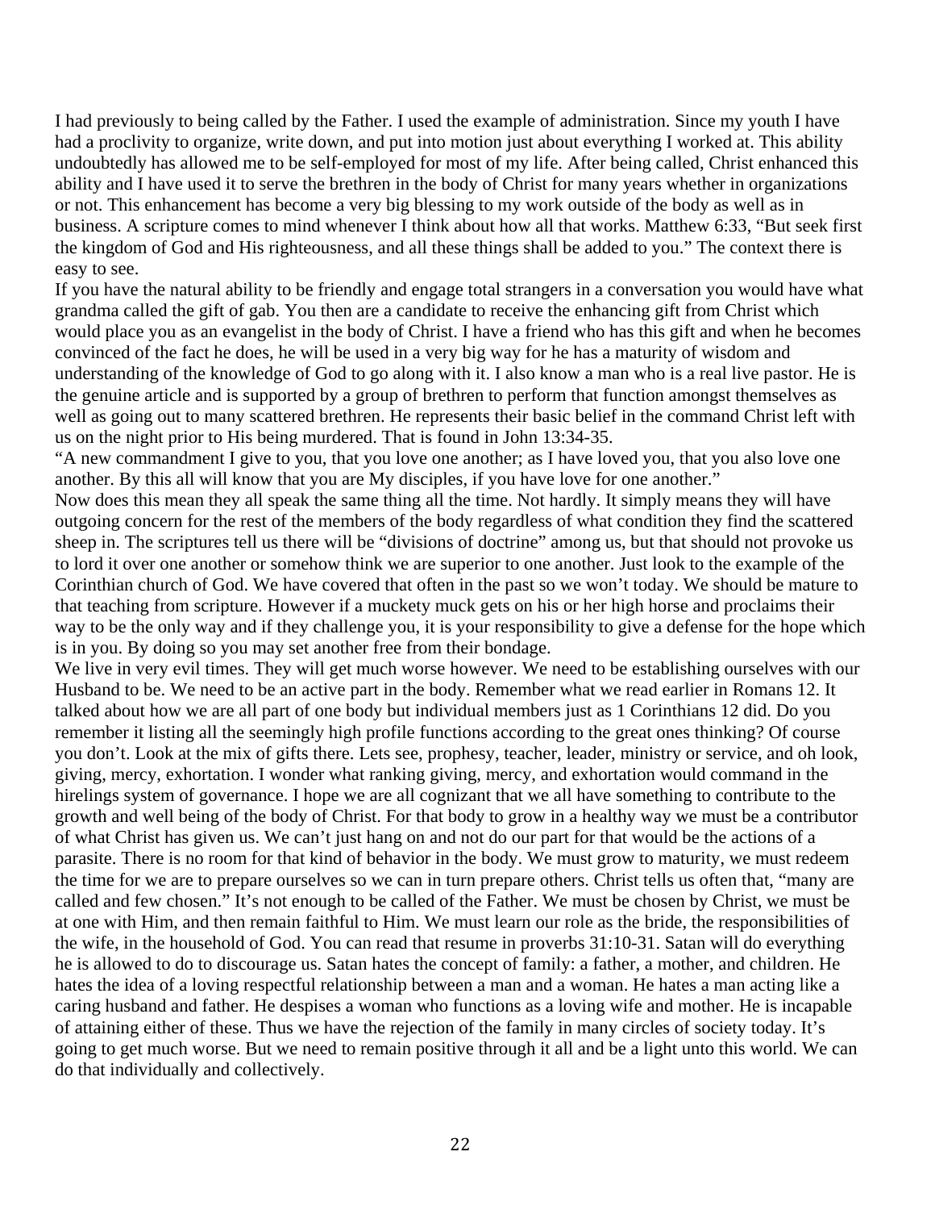I had previously to being called by the Father. I used the example of administration. Since my youth I have had a proclivity to organize, write down, and put into motion just about everything I worked at. This ability undoubtedly has allowed me to be self-employed for most of my life. After being called, Christ enhanced this ability and I have used it to serve the brethren in the body of Christ for many years whether in organizations or not. This enhancement has become a very big blessing to my work outside of the body as well as in business. A scripture comes to mind whenever I think about how all that works. Matthew 6:33, "But seek first the kingdom of God and His righteousness, and all these things shall be added to you." The context there is easy to see.

If you have the natural ability to be friendly and engage total strangers in a conversation you would have what grandma called the gift of gab. You then are a candidate to receive the enhancing gift from Christ which would place you as an evangelist in the body of Christ. I have a friend who has this gift and when he becomes convinced of the fact he does, he will be used in a very big way for he has a maturity of wisdom and understanding of the knowledge of God to go along with it. I also know a man who is a real live pastor. He is the genuine article and is supported by a group of brethren to perform that function amongst themselves as well as going out to many scattered brethren. He represents their basic belief in the command Christ left with us on the night prior to His being murdered. That is found in John 13:34-35.

"A new commandment I give to you, that you love one another; as I have loved you, that you also love one another. By this all will know that you are My disciples, if you have love for one another."

Now does this mean they all speak the same thing all the time. Not hardly. It simply means they will have outgoing concern for the rest of the members of the body regardless of what condition they find the scattered sheep in. The scriptures tell us there will be "divisions of doctrine" among us, but that should not provoke us to lord it over one another or somehow think we are superior to one another. Just look to the example of the Corinthian church of God. We have covered that often in the past so we won't today. We should be mature to that teaching from scripture. However if a muckety muck gets on his or her high horse and proclaims their way to be the only way and if they challenge you, it is your responsibility to give a defense for the hope which is in you. By doing so you may set another free from their bondage.

We live in very evil times. They will get much worse however. We need to be establishing ourselves with our Husband to be. We need to be an active part in the body. Remember what we read earlier in Romans 12. It talked about how we are all part of one body but individual members just as 1 Corinthians 12 did. Do you remember it listing all the seemingly high profile functions according to the great ones thinking? Of course you don't. Look at the mix of gifts there. Lets see, prophesy, teacher, leader, ministry or service, and oh look, giving, mercy, exhortation. I wonder what ranking giving, mercy, and exhortation would command in the hirelings system of governance. I hope we are all cognizant that we all have something to contribute to the growth and well being of the body of Christ. For that body to grow in a healthy way we must be a contributor of what Christ has given us. We can't just hang on and not do our part for that would be the actions of a parasite. There is no room for that kind of behavior in the body. We must grow to maturity, we must redeem the time for we are to prepare ourselves so we can in turn prepare others. Christ tells us often that, "many are called and few chosen." It's not enough to be called of the Father. We must be chosen by Christ, we must be at one with Him, and then remain faithful to Him. We must learn our role as the bride, the responsibilities of the wife, in the household of God. You can read that resume in proverbs 31:10-31. Satan will do everything he is allowed to do to discourage us. Satan hates the concept of family: a father, a mother, and children. He hates the idea of a loving respectful relationship between a man and a woman. He hates a man acting like a caring husband and father. He despises a woman who functions as a loving wife and mother. He is incapable of attaining either of these. Thus we have the rejection of the family in many circles of society today. It's going to get much worse. But we need to remain positive through it all and be a light unto this world. We can do that individually and collectively.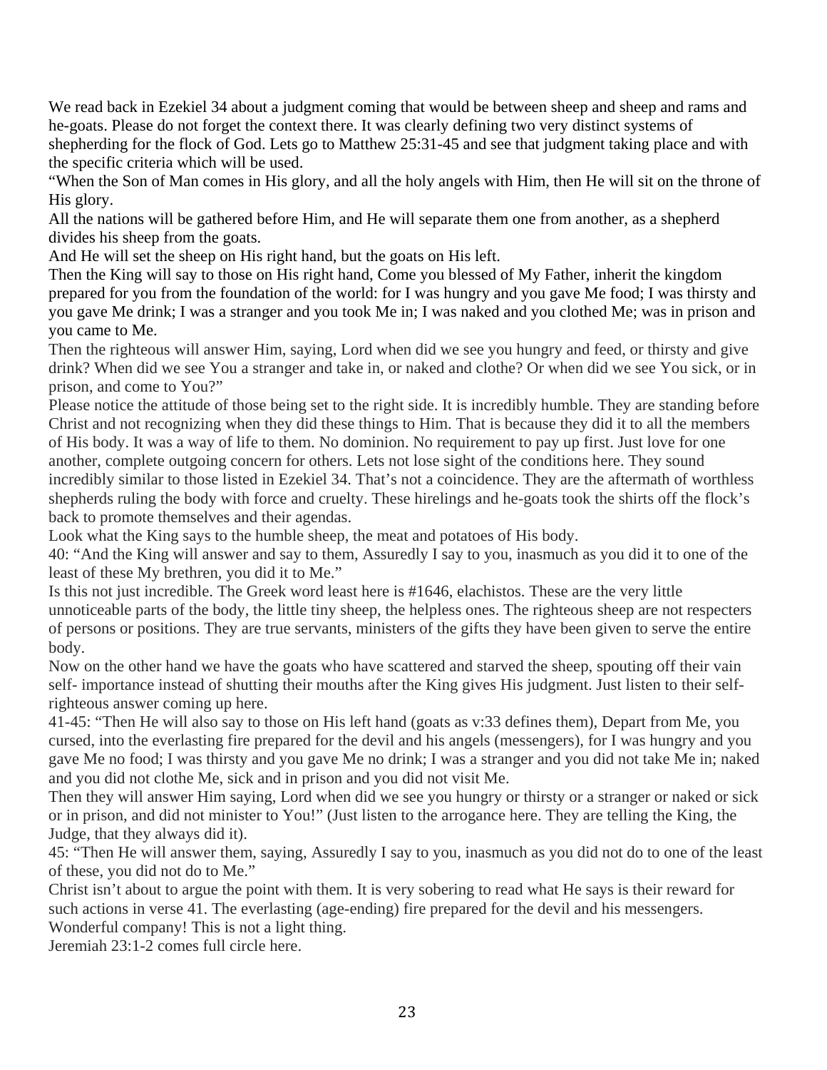We read back in Ezekiel 34 about a judgment coming that would be between sheep and sheep and rams and he-goats. Please do not forget the context there. It was clearly defining two very distinct systems of shepherding for the flock of God. Lets go to Matthew 25:31-45 and see that judgment taking place and with the specific criteria which will be used.

"When the Son of Man comes in His glory, and all the holy angels with Him, then He will sit on the throne of His glory.

All the nations will be gathered before Him, and He will separate them one from another, as a shepherd divides his sheep from the goats.

And He will set the sheep on His right hand, but the goats on His left.

Then the King will say to those on His right hand, Come you blessed of My Father, inherit the kingdom prepared for you from the foundation of the world: for I was hungry and you gave Me food; I was thirsty and you gave Me drink; I was a stranger and you took Me in; I was naked and you clothed Me; was in prison and you came to Me.

Then the righteous will answer Him, saying, Lord when did we see you hungry and feed, or thirsty and give drink? When did we see You a stranger and take in, or naked and clothe? Or when did we see You sick, or in prison, and come to You?"

Please notice the attitude of those being set to the right side. It is incredibly humble. They are standing before Christ and not recognizing when they did these things to Him. That is because they did it to all the members of His body. It was a way of life to them. No dominion. No requirement to pay up first. Just love for one another, complete outgoing concern for others. Lets not lose sight of the conditions here. They sound incredibly similar to those listed in Ezekiel 34. That's not a coincidence. They are the aftermath of worthless shepherds ruling the body with force and cruelty. These hirelings and he-goats took the shirts off the flock's back to promote themselves and their agendas.

Look what the King says to the humble sheep, the meat and potatoes of His body.

40: "And the King will answer and say to them, Assuredly I say to you, inasmuch as you did it to one of the least of these My brethren, you did it to Me."

Is this not just incredible. The Greek word least here is #1646, elachistos. These are the very little unnoticeable parts of the body, the little tiny sheep, the helpless ones. The righteous sheep are not respecters of persons or positions. They are true servants, ministers of the gifts they have been given to serve the entire body.

Now on the other hand we have the goats who have scattered and starved the sheep, spouting off their vain self- importance instead of shutting their mouths after the King gives His judgment. Just listen to their self-righteous answer coming up here.

41-45: "Then He will also say to those on His left hand (goats as v:33 defines them), Depart from Me, you cursed, into the everlasting fire prepared for the devil and his angels (messengers), for I was hungry and you gave Me no food; I was thirsty and you gave Me no drink; I was a stranger and you did not take Me in; naked and you did not clothe Me, sick and in prison and you did not visit Me.

Then they will answer Him saying, Lord when did we see you hungry or thirsty or a stranger or naked or sick or in prison, and did not minister to You!" (Just listen to the arrogance here. They are telling the King, the Judge, that they always did it).

45: "Then He will answer them, saying, Assuredly I say to you, inasmuch as you did not do to one of the least of these, you did not do to Me."

Christ isn't about to argue the point with them. It is very sobering to read what He says is their reward for such actions in verse 41. The everlasting (age-ending) fire prepared for the devil and his messengers. Wonderful company! This is not a light thing.

Jeremiah 23:1-2 comes full circle here.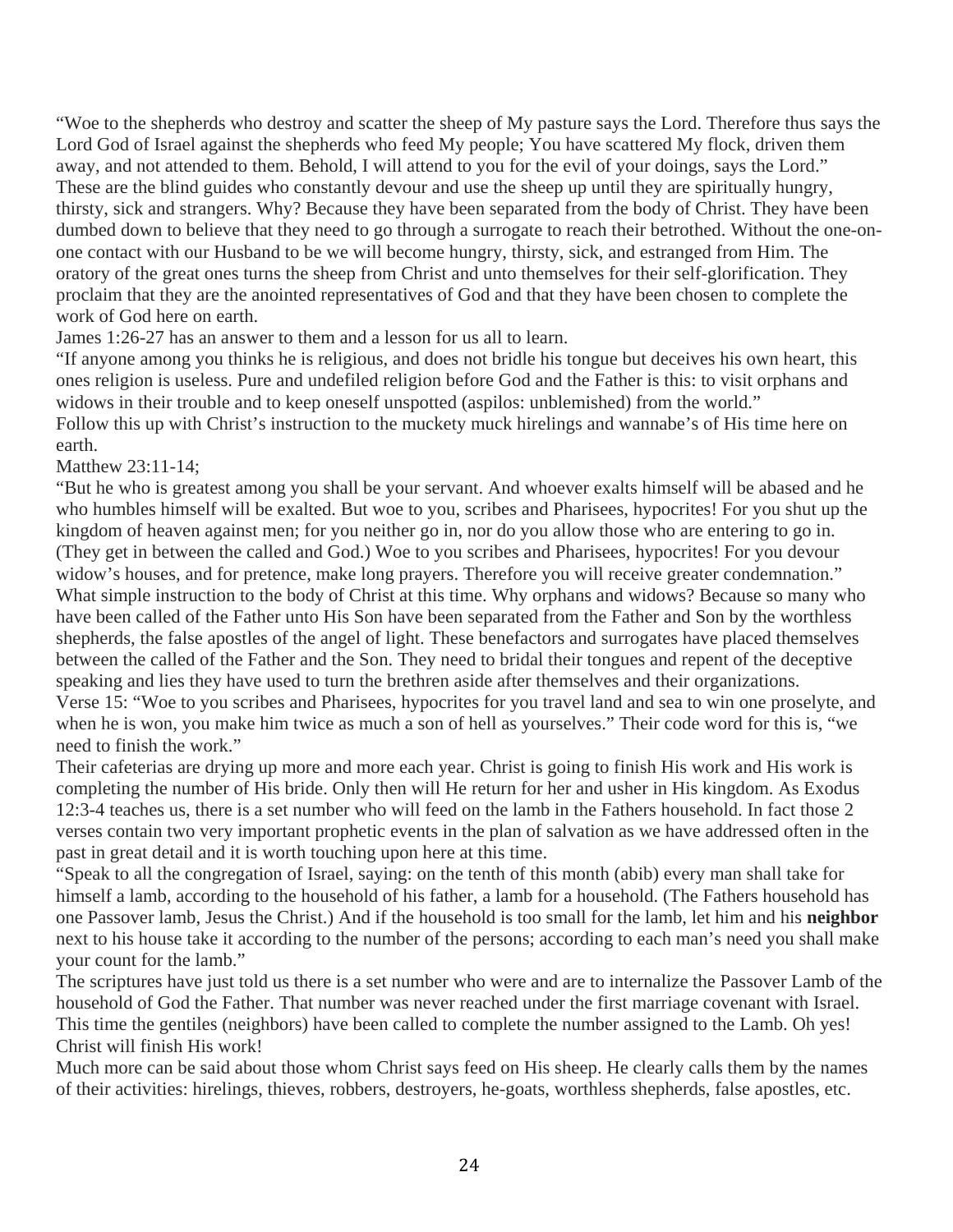"Woe to the shepherds who destroy and scatter the sheep of My pasture says the Lord. Therefore thus says the Lord God of Israel against the shepherds who feed My people; You have scattered My flock, driven them away, and not attended to them. Behold, I will attend to you for the evil of your doings, says the Lord." These are the blind guides who constantly devour and use the sheep up until they are spiritually hungry, thirsty, sick and strangers. Why? Because they have been separated from the body of Christ. They have been dumbed down to believe that they need to go through a surrogate to reach their betrothed. Without the one-on-one contact with our Husband to be we will become hungry, thirsty, sick, and estranged from Him. The oratory of the great ones turns the sheep from Christ and unto themselves for their self-glorification. They proclaim that they are the anointed representatives of God and that they have been chosen to complete the work of God here on earth.

James 1:26-27 has an answer to them and a lesson for us all to learn.

"If anyone among you thinks he is religious, and does not bridle his tongue but deceives his own heart, this ones religion is useless. Pure and undefiled religion before God and the Father is this: to visit orphans and widows in their trouble and to keep oneself unspotted (aspilos: unblemished) from the world."

Follow this up with Christ's instruction to the muckety muck hirelings and wannabe's of His time here on earth.

Matthew 23:11-14;

"But he who is greatest among you shall be your servant. And whoever exalts himself will be abased and he who humbles himself will be exalted. But woe to you, scribes and Pharisees, hypocrites! For you shut up the kingdom of heaven against men; for you neither go in, nor do you allow those who are entering to go in. (They get in between the called and God.) Woe to you scribes and Pharisees, hypocrites! For you devour widow's houses, and for pretence, make long prayers. Therefore you will receive greater condemnation."

What simple instruction to the body of Christ at this time. Why orphans and widows? Because so many who have been called of the Father unto His Son have been separated from the Father and Son by the worthless shepherds, the false apostles of the angel of light. These benefactors and surrogates have placed themselves between the called of the Father and the Son. They need to bridal their tongues and repent of the deceptive speaking and lies they have used to turn the brethren aside after themselves and their organizations.

Verse 15: "Woe to you scribes and Pharisees, hypocrites for you travel land and sea to win one proselyte, and when he is won, you make him twice as much a son of hell as yourselves." Their code word for this is, "we need to finish the work."

Their cafeterias are drying up more and more each year. Christ is going to finish His work and His work is completing the number of His bride. Only then will He return for her and usher in His kingdom. As Exodus 12:3-4 teaches us, there is a set number who will feed on the lamb in the Fathers household. In fact those 2 verses contain two very important prophetic events in the plan of salvation as we have addressed often in the past in great detail and it is worth touching upon here at this time.

"Speak to all the congregation of Israel, saying: on the tenth of this month (abib) every man shall take for himself a lamb, according to the household of his father, a lamb for a household. (The Fathers household has one Passover lamb, Jesus the Christ.) And if the household is too small for the lamb, let him and his **neighbor** next to his house take it according to the number of the persons; according to each man's need you shall make your count for the lamb."

The scriptures have just told us there is a set number who were and are to internalize the Passover Lamb of the household of God the Father. That number was never reached under the first marriage covenant with Israel. This time the gentiles (neighbors) have been called to complete the number assigned to the Lamb. Oh yes! Christ will finish His work!

Much more can be said about those whom Christ says feed on His sheep. He clearly calls them by the names of their activities: hirelings, thieves, robbers, destroyers, he-goats, worthless shepherds, false apostles, etc.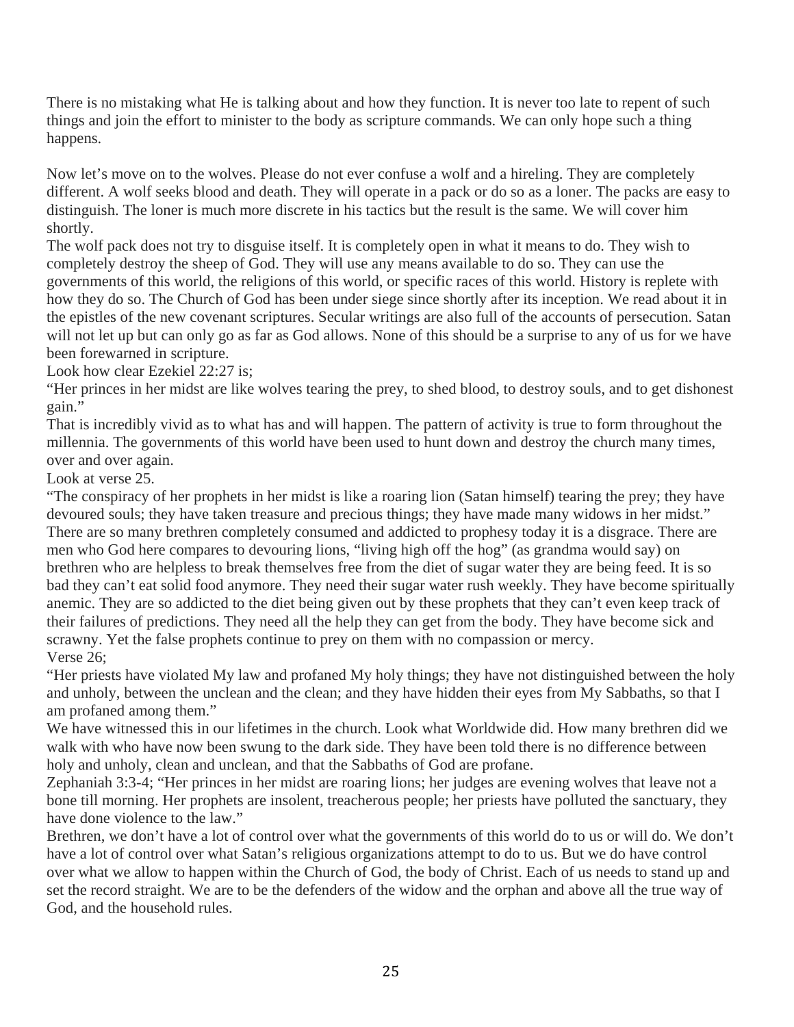There is no mistaking what He is talking about and how they function. It is never too late to repent of such things and join the effort to minister to the body as scripture commands. We can only hope such a thing happens.

Now let's move on to the wolves. Please do not ever confuse a wolf and a hireling. They are completely different. A wolf seeks blood and death. They will operate in a pack or do so as a loner. The packs are easy to distinguish. The loner is much more discrete in his tactics but the result is the same. We will cover him shortly.

The wolf pack does not try to disguise itself. It is completely open in what it means to do. They wish to completely destroy the sheep of God. They will use any means available to do so. They can use the governments of this world, the religions of this world, or specific races of this world. History is replete with how they do so. The Church of God has been under siege since shortly after its inception. We read about it in the epistles of the new covenant scriptures. Secular writings are also full of the accounts of persecution. Satan will not let up but can only go as far as God allows. None of this should be a surprise to any of us for we have been forewarned in scripture.

Look how clear Ezekiel 22:27 is;

"Her princes in her midst are like wolves tearing the prey, to shed blood, to destroy souls, and to get dishonest gain."

That is incredibly vivid as to what has and will happen. The pattern of activity is true to form throughout the millennia. The governments of this world have been used to hunt down and destroy the church many times, over and over again.

Look at verse 25.

"The conspiracy of her prophets in her midst is like a roaring lion (Satan himself) tearing the prey; they have devoured souls; they have taken treasure and precious things; they have made many widows in her midst."

There are so many brethren completely consumed and addicted to prophesy today it is a disgrace. There are men who God here compares to devouring lions, "living high off the hog" (as grandma would say) on brethren who are helpless to break themselves free from the diet of sugar water they are being feed. It is so bad they can't eat solid food anymore. They need their sugar water rush weekly. They have become spiritually anemic. They are so addicted to the diet being given out by these prophets that they can't even keep track of their failures of predictions. They need all the help they can get from the body. They have become sick and scrawny. Yet the false prophets continue to prey on them with no compassion or mercy.

Verse 26;

"Her priests have violated My law and profaned My holy things; they have not distinguished between the holy and unholy, between the unclean and the clean; and they have hidden their eyes from My Sabbaths, so that I am profaned among them."

We have witnessed this in our lifetimes in the church. Look what Worldwide did. How many brethren did we walk with who have now been swung to the dark side. They have been told there is no difference between holy and unholy, clean and unclean, and that the Sabbaths of God are profane.

Zephaniah 3:3-4; "Her princes in her midst are roaring lions; her judges are evening wolves that leave not a bone till morning. Her prophets are insolent, treacherous people; her priests have polluted the sanctuary, they have done violence to the law."

Brethren, we don't have a lot of control over what the governments of this world do to us or will do. We don't have a lot of control over what Satan's religious organizations attempt to do to us. But we do have control over what we allow to happen within the Church of God, the body of Christ. Each of us needs to stand up and set the record straight. We are to be the defenders of the widow and the orphan and above all the true way of God, and the household rules.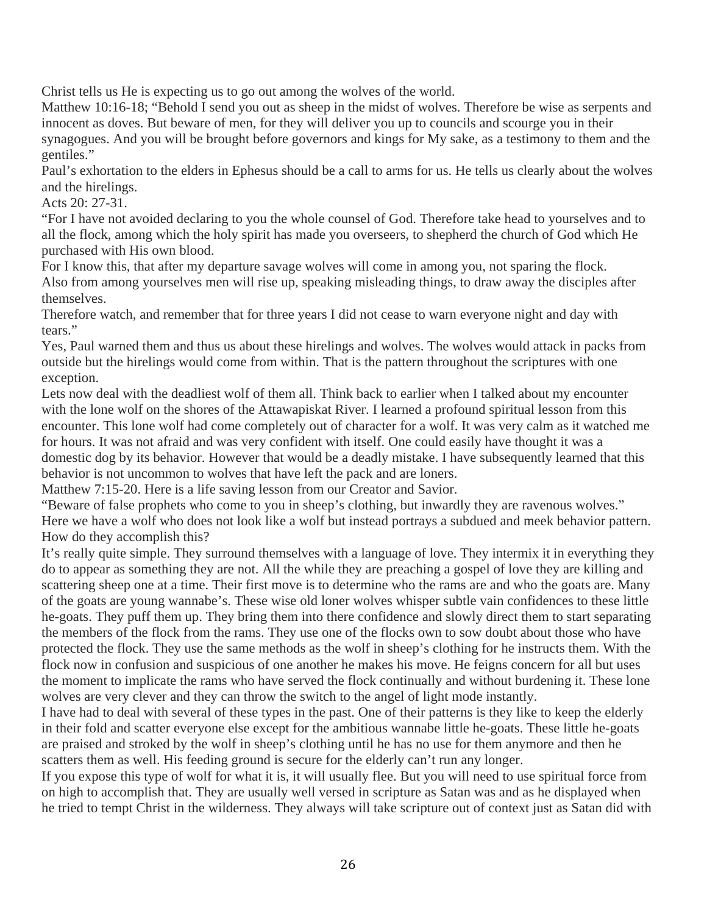Christ tells us He is expecting us to go out among the wolves of the world.

Matthew 10:16-18; "Behold I send you out as sheep in the midst of wolves. Therefore be wise as serpents and innocent as doves. But beware of men, for they will deliver you up to councils and scourge you in their synagogues. And you will be brought before governors and kings for My sake, as a testimony to them and the gentiles."

Paul's exhortation to the elders in Ephesus should be a call to arms for us. He tells us clearly about the wolves and the hirelings.

Acts 20: 27-31.

"For I have not avoided declaring to you the whole counsel of God. Therefore take head to yourselves and to all the flock, among which the holy spirit has made you overseers, to shepherd the church of God which He purchased with His own blood.

For I know this, that after my departure savage wolves will come in among you, not sparing the flock. Also from among yourselves men will rise up, speaking misleading things, to draw away the disciples after themselves.

Therefore watch, and remember that for three years I did not cease to warn everyone night and day with tears."

Yes, Paul warned them and thus us about these hirelings and wolves. The wolves would attack in packs from outside but the hirelings would come from within. That is the pattern throughout the scriptures with one exception.

Lets now deal with the deadliest wolf of them all. Think back to earlier when I talked about my encounter with the lone wolf on the shores of the Attawapiskat River. I learned a profound spiritual lesson from this encounter. This lone wolf had come completely out of character for a wolf. It was very calm as it watched me for hours. It was not afraid and was very confident with itself. One could easily have thought it was a domestic dog by its behavior. However that would be a deadly mistake. I have subsequently learned that this behavior is not uncommon to wolves that have left the pack and are loners.

Matthew 7:15-20. Here is a life saving lesson from our Creator and Savior.

"Beware of false prophets who come to you in sheep's clothing, but inwardly they are ravenous wolves." Here we have a wolf who does not look like a wolf but instead portrays a subdued and meek behavior pattern. How do they accomplish this?

It's really quite simple. They surround themselves with a language of love. They intermix it in everything they do to appear as something they are not. All the while they are preaching a gospel of love they are killing and scattering sheep one at a time. Their first move is to determine who the rams are and who the goats are. Many of the goats are young wannabe's. These wise old loner wolves whisper subtle vain confidences to these little he-goats. They puff them up. They bring them into there confidence and slowly direct them to start separating the members of the flock from the rams. They use one of the flocks own to sow doubt about those who have protected the flock. They use the same methods as the wolf in sheep's clothing for he instructs them. With the flock now in confusion and suspicious of one another he makes his move. He feigns concern for all but uses the moment to implicate the rams who have served the flock continually and without burdening it. These lone wolves are very clever and they can throw the switch to the angel of light mode instantly.

I have had to deal with several of these types in the past. One of their patterns is they like to keep the elderly in their fold and scatter everyone else except for the ambitious wannabe little he-goats. These little he-goats are praised and stroked by the wolf in sheep's clothing until he has no use for them anymore and then he scatters them as well. His feeding ground is secure for the elderly can't run any longer.

If you expose this type of wolf for what it is, it will usually flee. But you will need to use spiritual force from on high to accomplish that. They are usually well versed in scripture as Satan was and as he displayed when he tried to tempt Christ in the wilderness. They always will take scripture out of context just as Satan did with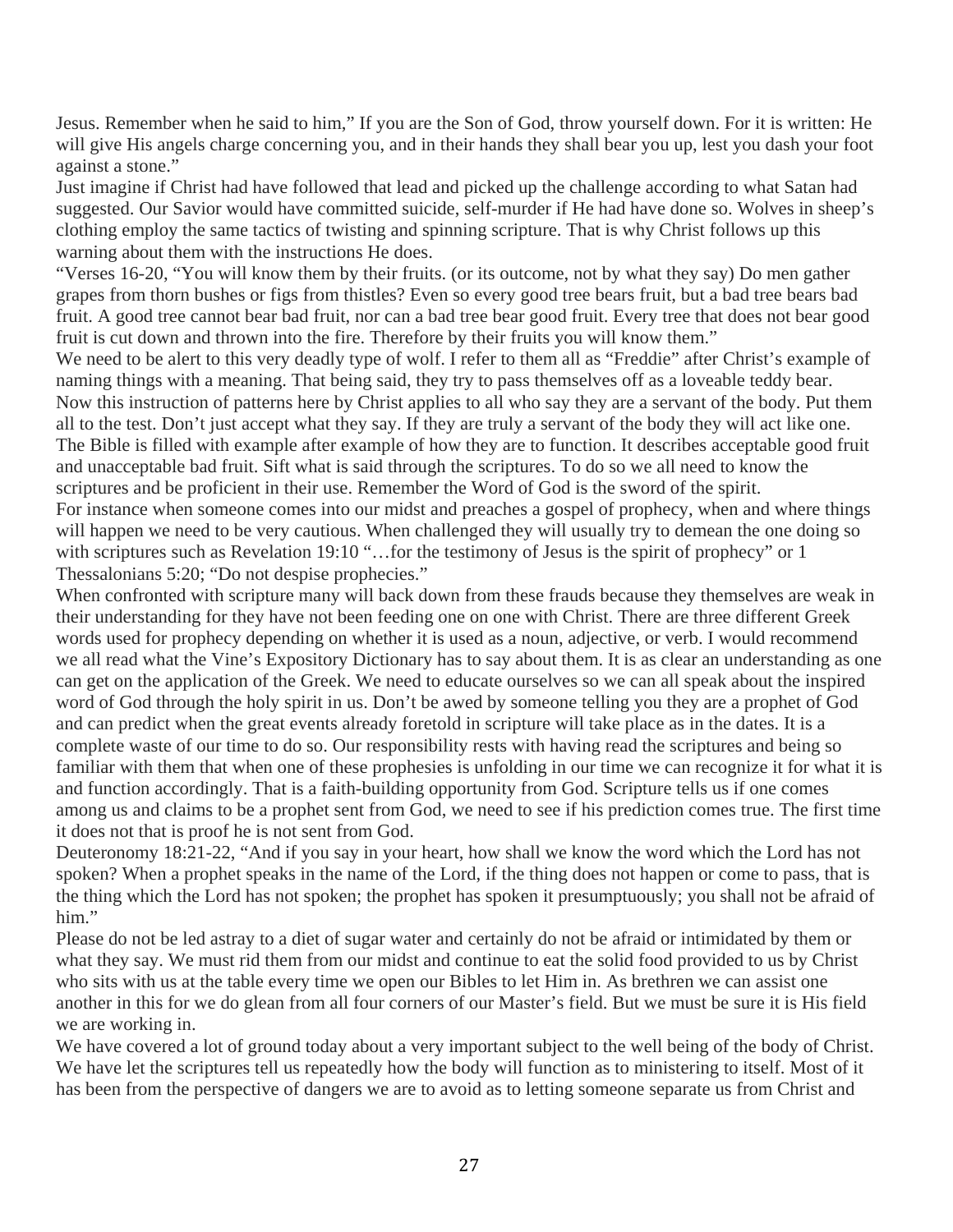Jesus. Remember when he said to him," If you are the Son of God, throw yourself down. For it is written: He will give His angels charge concerning you, and in their hands they shall bear you up, lest you dash your foot against a stone."

Just imagine if Christ had have followed that lead and picked up the challenge according to what Satan had suggested. Our Savior would have committed suicide, self-murder if He had have done so. Wolves in sheep's clothing employ the same tactics of twisting and spinning scripture. That is why Christ follows up this warning about them with the instructions He does.

"Verses 16-20, "You will know them by their fruits. (or its outcome, not by what they say) Do men gather grapes from thorn bushes or figs from thistles? Even so every good tree bears fruit, but a bad tree bears bad fruit. A good tree cannot bear bad fruit, nor can a bad tree bear good fruit. Every tree that does not bear good fruit is cut down and thrown into the fire. Therefore by their fruits you will know them."

We need to be alert to this very deadly type of wolf. I refer to them all as "Freddie" after Christ's example of naming things with a meaning. That being said, they try to pass themselves off as a loveable teddy bear. Now this instruction of patterns here by Christ applies to all who say they are a servant of the body. Put them all to the test. Don't just accept what they say. If they are truly a servant of the body they will act like one. The Bible is filled with example after example of how they are to function. It describes acceptable good fruit and unacceptable bad fruit. Sift what is said through the scriptures. To do so we all need to know the scriptures and be proficient in their use. Remember the Word of God is the sword of the spirit.

For instance when someone comes into our midst and preaches a gospel of prophecy, when and where things will happen we need to be very cautious. When challenged they will usually try to demean the one doing so with scriptures such as Revelation 19:10 "…for the testimony of Jesus is the spirit of prophecy" or 1 Thessalonians 5:20; "Do not despise prophecies."

When confronted with scripture many will back down from these frauds because they themselves are weak in their understanding for they have not been feeding one on one with Christ. There are three different Greek words used for prophecy depending on whether it is used as a noun, adjective, or verb. I would recommend we all read what the Vine's Expository Dictionary has to say about them. It is as clear an understanding as one can get on the application of the Greek. We need to educate ourselves so we can all speak about the inspired word of God through the holy spirit in us. Don't be awed by someone telling you they are a prophet of God and can predict when the great events already foretold in scripture will take place as in the dates. It is a complete waste of our time to do so. Our responsibility rests with having read the scriptures and being so familiar with them that when one of these prophesies is unfolding in our time we can recognize it for what it is and function accordingly. That is a faith-building opportunity from God. Scripture tells us if one comes among us and claims to be a prophet sent from God, we need to see if his prediction comes true. The first time it does not that is proof he is not sent from God.

Deuteronomy 18:21-22, "And if you say in your heart, how shall we know the word which the Lord has not spoken? When a prophet speaks in the name of the Lord, if the thing does not happen or come to pass, that is the thing which the Lord has not spoken; the prophet has spoken it presumptuously; you shall not be afraid of him."

Please do not be led astray to a diet of sugar water and certainly do not be afraid or intimidated by them or what they say. We must rid them from our midst and continue to eat the solid food provided to us by Christ who sits with us at the table every time we open our Bibles to let Him in. As brethren we can assist one another in this for we do glean from all four corners of our Master's field. But we must be sure it is His field we are working in.

We have covered a lot of ground today about a very important subject to the well being of the body of Christ. We have let the scriptures tell us repeatedly how the body will function as to ministering to itself. Most of it has been from the perspective of dangers we are to avoid as to letting someone separate us from Christ and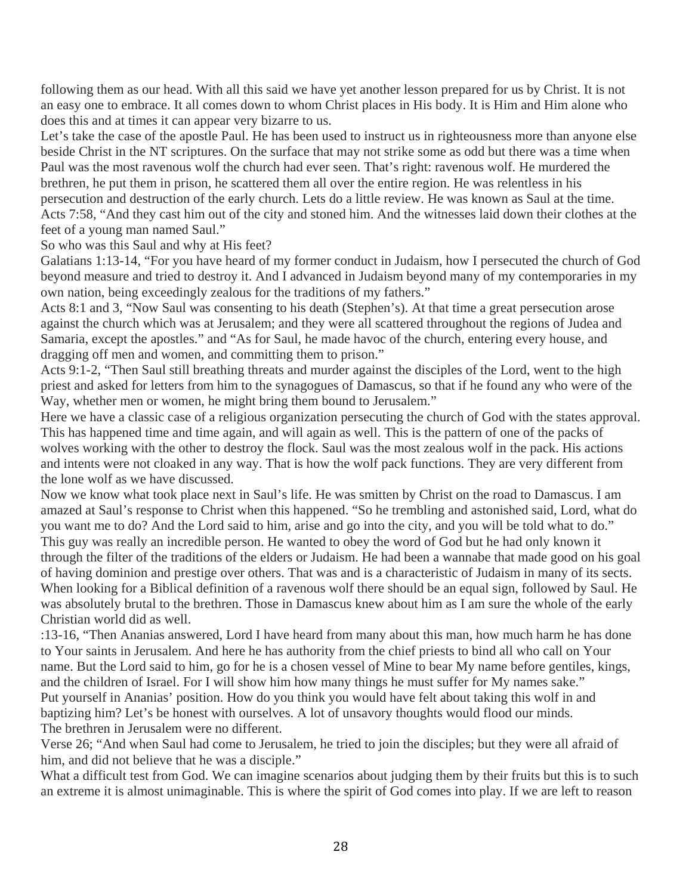following them as our head. With all this said we have yet another lesson prepared for us by Christ. It is not an easy one to embrace. It all comes down to whom Christ places in His body. It is Him and Him alone who does this and at times it can appear very bizarre to us.

Let's take the case of the apostle Paul. He has been used to instruct us in righteousness more than anyone else beside Christ in the NT scriptures. On the surface that may not strike some as odd but there was a time when Paul was the most ravenous wolf the church had ever seen. That's right: ravenous wolf. He murdered the brethren, he put them in prison, he scattered them all over the entire region. He was relentless in his persecution and destruction of the early church. Lets do a little review. He was known as Saul at the time.

Acts 7:58, "And they cast him out of the city and stoned him. And the witnesses laid down their clothes at the feet of a young man named Saul."

So who was this Saul and why at His feet?

Galatians 1:13-14, "For you have heard of my former conduct in Judaism, how I persecuted the church of God beyond measure and tried to destroy it. And I advanced in Judaism beyond many of my contemporaries in my own nation, being exceedingly zealous for the traditions of my fathers."

Acts 8:1 and 3, "Now Saul was consenting to his death (Stephen's). At that time a great persecution arose against the church which was at Jerusalem; and they were all scattered throughout the regions of Judea and Samaria, except the apostles." and "As for Saul, he made havoc of the church, entering every house, and dragging off men and women, and committing them to prison."

Acts 9:1-2, "Then Saul still breathing threats and murder against the disciples of the Lord, went to the high priest and asked for letters from him to the synagogues of Damascus, so that if he found any who were of the Way, whether men or women, he might bring them bound to Jerusalem."

Here we have a classic case of a religious organization persecuting the church of God with the states approval. This has happened time and time again, and will again as well. This is the pattern of one of the packs of wolves working with the other to destroy the flock. Saul was the most zealous wolf in the pack. His actions and intents were not cloaked in any way. That is how the wolf pack functions. They are very different from the lone wolf as we have discussed.

Now we know what took place next in Saul's life. He was smitten by Christ on the road to Damascus. I am amazed at Saul's response to Christ when this happened. "So he trembling and astonished said, Lord, what do you want me to do? And the Lord said to him, arise and go into the city, and you will be told what to do."

This guy was really an incredible person. He wanted to obey the word of God but he had only known it through the filter of the traditions of the elders or Judaism. He had been a wannabe that made good on his goal of having dominion and prestige over others. That was and is a characteristic of Judaism in many of its sects. When looking for a Biblical definition of a ravenous wolf there should be an equal sign, followed by Saul. He was absolutely brutal to the brethren. Those in Damascus knew about him as I am sure the whole of the early Christian world did as well.

:13-16, "Then Ananias answered, Lord I have heard from many about this man, how much harm he has done to Your saints in Jerusalem. And here he has authority from the chief priests to bind all who call on Your name. But the Lord said to him, go for he is a chosen vessel of Mine to bear My name before gentiles, kings, and the children of Israel. For I will show him how many things he must suffer for My names sake."

Put yourself in Ananias' position. How do you think you would have felt about taking this wolf in and baptizing him? Let's be honest with ourselves. A lot of unsavory thoughts would flood our minds.

The brethren in Jerusalem were no different.

Verse 26; "And when Saul had come to Jerusalem, he tried to join the disciples; but they were all afraid of him, and did not believe that he was a disciple."

What a difficult test from God. We can imagine scenarios about judging them by their fruits but this is to such an extreme it is almost unimaginable. This is where the spirit of God comes into play. If we are left to reason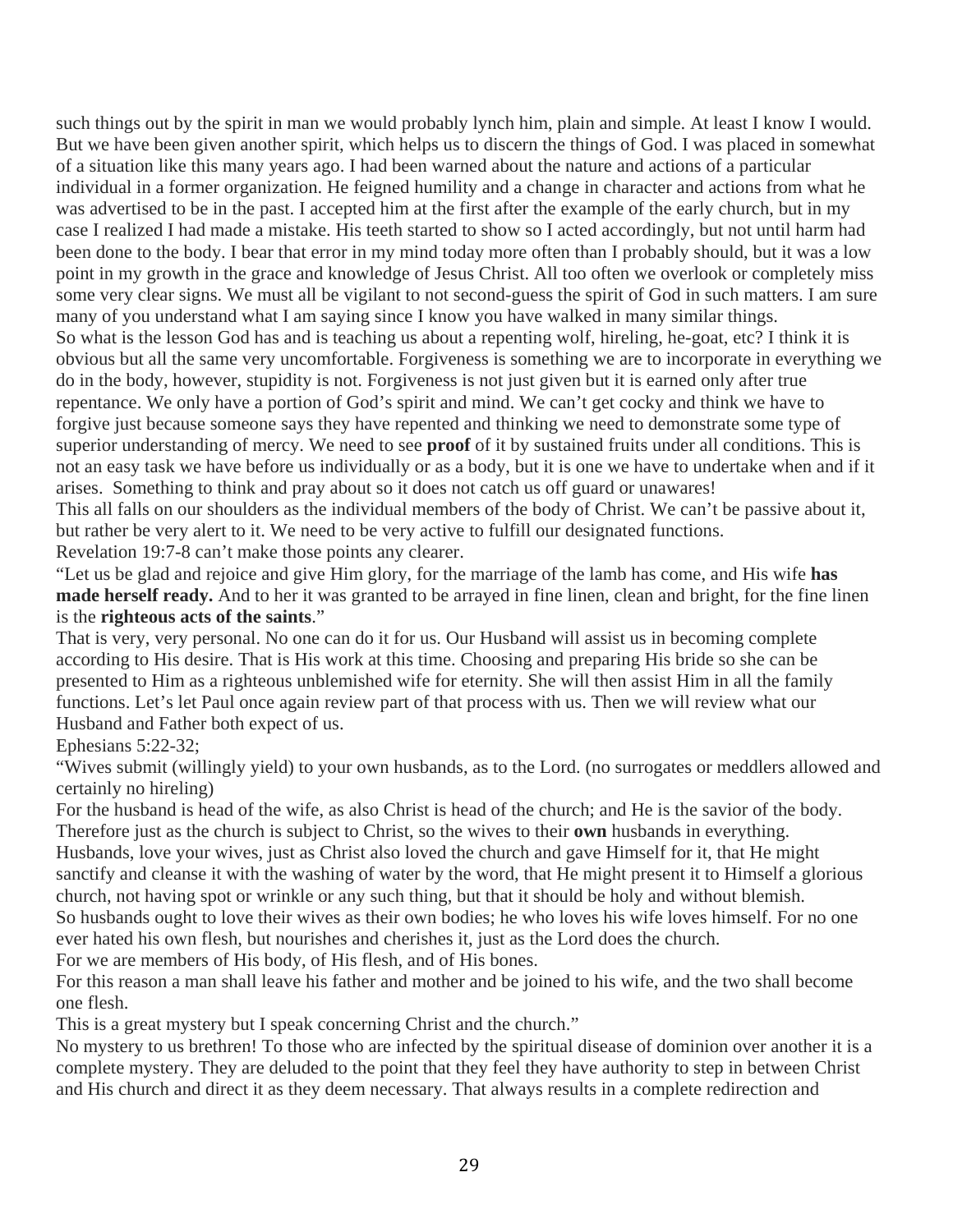such things out by the spirit in man we would probably lynch him, plain and simple. At least I know I would. But we have been given another spirit, which helps us to discern the things of God. I was placed in somewhat of a situation like this many years ago. I had been warned about the nature and actions of a particular individual in a former organization. He feigned humility and a change in character and actions from what he was advertised to be in the past. I accepted him at the first after the example of the early church, but in my case I realized I had made a mistake. His teeth started to show so I acted accordingly, but not until harm had been done to the body. I bear that error in my mind today more often than I probably should, but it was a low point in my growth in the grace and knowledge of Jesus Christ. All too often we overlook or completely miss some very clear signs. We must all be vigilant to not second-guess the spirit of God in such matters. I am sure many of you understand what I am saying since I know you have walked in many similar things.

So what is the lesson God has and is teaching us about a repenting wolf, hireling, he-goat, etc? I think it is obvious but all the same very uncomfortable. Forgiveness is something we are to incorporate in everything we do in the body, however, stupidity is not. Forgiveness is not just given but it is earned only after true repentance. We only have a portion of God's spirit and mind. We can't get cocky and think we have to forgive just because someone says they have repented and thinking we need to demonstrate some type of superior understanding of mercy. We need to see **proof** of it by sustained fruits under all conditions. This is not an easy task we have before us individually or as a body, but it is one we have to undertake when and if it arises. Something to think and pray about so it does not catch us off guard or unawares!

This all falls on our shoulders as the individual members of the body of Christ. We can't be passive about it, but rather be very alert to it. We need to be very active to fulfill our designated functions.

Revelation 19:7-8 can't make those points any clearer.

"Let us be glad and rejoice and give Him glory, for the marriage of the lamb has come, and His wife **has made herself ready.** And to her it was granted to be arrayed in fine linen, clean and bright, for the fine linen is the **righteous acts of the saints**."

That is very, very personal. No one can do it for us. Our Husband will assist us in becoming complete according to His desire. That is His work at this time. Choosing and preparing His bride so she can be presented to Him as a righteous unblemished wife for eternity. She will then assist Him in all the family functions. Let's let Paul once again review part of that process with us. Then we will review what our Husband and Father both expect of us.

Ephesians 5:22-32;

"Wives submit (willingly yield) to your own husbands, as to the Lord. (no surrogates or meddlers allowed and certainly no hireling)

For the husband is head of the wife, as also Christ is head of the church; and He is the savior of the body. Therefore just as the church is subject to Christ, so the wives to their **own** husbands in everything.

Husbands, love your wives, just as Christ also loved the church and gave Himself for it, that He might sanctify and cleanse it with the washing of water by the word, that He might present it to Himself a glorious church, not having spot or wrinkle or any such thing, but that it should be holy and without blemish.

So husbands ought to love their wives as their own bodies; he who loves his wife loves himself. For no one ever hated his own flesh, but nourishes and cherishes it, just as the Lord does the church.

For we are members of His body, of His flesh, and of His bones.

For this reason a man shall leave his father and mother and be joined to his wife, and the two shall become one flesh.

This is a great mystery but I speak concerning Christ and the church."

No mystery to us brethren! To those who are infected by the spiritual disease of dominion over another it is a complete mystery. They are deluded to the point that they feel they have authority to step in between Christ and His church and direct it as they deem necessary. That always results in a complete redirection and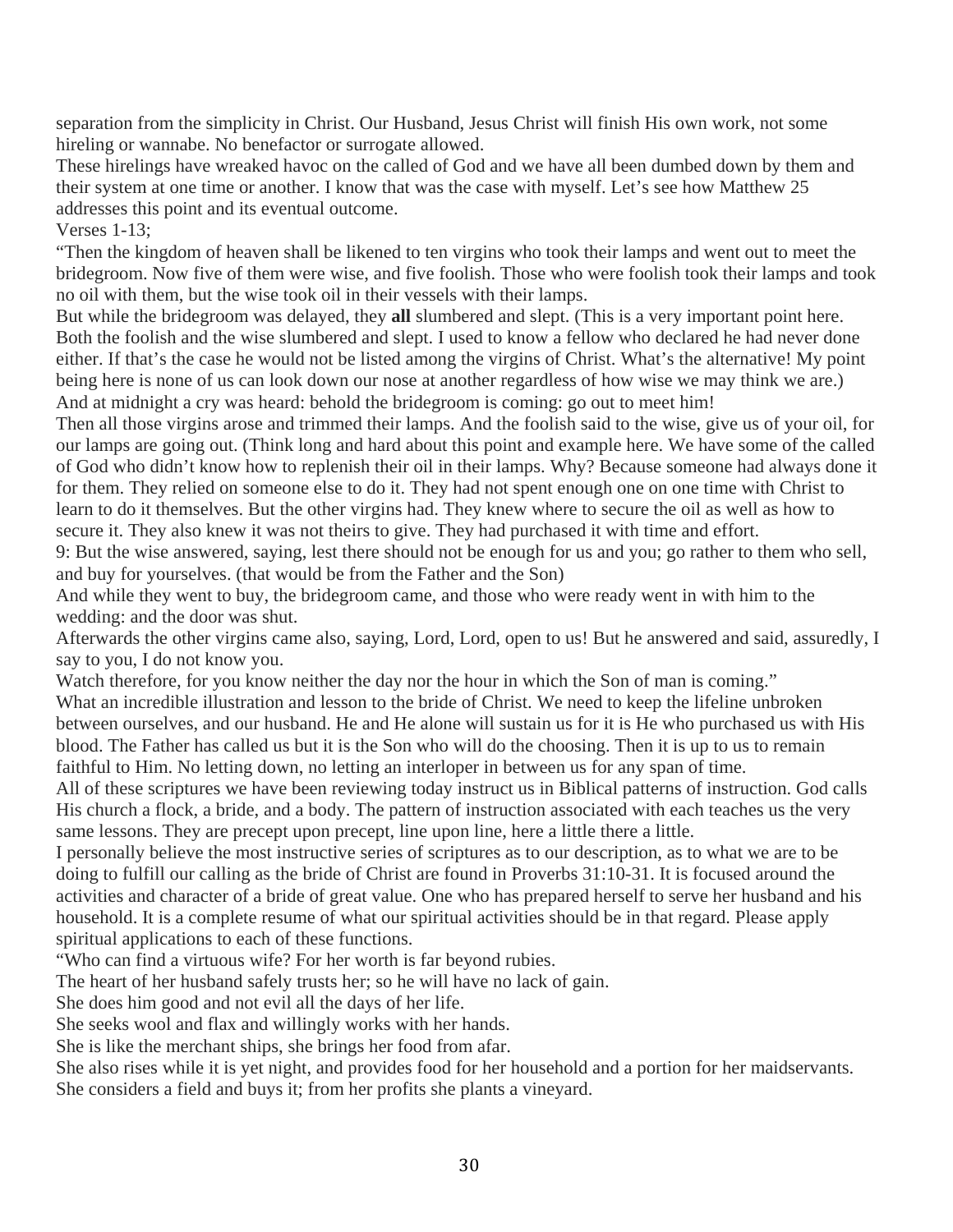separation from the simplicity in Christ. Our Husband, Jesus Christ will finish His own work, not some hireling or wannabe. No benefactor or surrogate allowed.

These hirelings have wreaked havoc on the called of God and we have all been dumbed down by them and their system at one time or another. I know that was the case with myself. Let's see how Matthew 25 addresses this point and its eventual outcome.

Verses 1-13;

"Then the kingdom of heaven shall be likened to ten virgins who took their lamps and went out to meet the bridegroom. Now five of them were wise, and five foolish. Those who were foolish took their lamps and took no oil with them, but the wise took oil in their vessels with their lamps.

But while the bridegroom was delayed, they **all** slumbered and slept. (This is a very important point here. Both the foolish and the wise slumbered and slept. I used to know a fellow who declared he had never done either. If that's the case he would not be listed among the virgins of Christ. What's the alternative! My point being here is none of us can look down our nose at another regardless of how wise we may think we are.)

And at midnight a cry was heard: behold the bridegroom is coming: go out to meet him!

Then all those virgins arose and trimmed their lamps. And the foolish said to the wise, give us of your oil, for our lamps are going out. (Think long and hard about this point and example here. We have some of the called of God who didn't know how to replenish their oil in their lamps. Why? Because someone had always done it for them. They relied on someone else to do it. They had not spent enough one on one time with Christ to learn to do it themselves. But the other virgins had. They knew where to secure the oil as well as how to secure it. They also knew it was not theirs to give. They had purchased it with time and effort.

9: But the wise answered, saying, lest there should not be enough for us and you; go rather to them who sell, and buy for yourselves. (that would be from the Father and the Son)

And while they went to buy, the bridegroom came, and those who were ready went in with him to the wedding: and the door was shut.

Afterwards the other virgins came also, saying, Lord, Lord, open to us! But he answered and said, assuredly, I say to you, I do not know you.

Watch therefore, for you know neither the day nor the hour in which the Son of man is coming."

What an incredible illustration and lesson to the bride of Christ. We need to keep the lifeline unbroken between ourselves, and our husband. He and He alone will sustain us for it is He who purchased us with His blood. The Father has called us but it is the Son who will do the choosing. Then it is up to us to remain faithful to Him. No letting down, no letting an interloper in between us for any span of time.

All of these scriptures we have been reviewing today instruct us in Biblical patterns of instruction. God calls His church a flock, a bride, and a body. The pattern of instruction associated with each teaches us the very same lessons. They are precept upon precept, line upon line, here a little there a little.

I personally believe the most instructive series of scriptures as to our description, as to what we are to be doing to fulfill our calling as the bride of Christ are found in Proverbs 31:10-31. It is focused around the activities and character of a bride of great value. One who has prepared herself to serve her husband and his household. It is a complete resume of what our spiritual activities should be in that regard. Please apply spiritual applications to each of these functions.

"Who can find a virtuous wife? For her worth is far beyond rubies.

The heart of her husband safely trusts her; so he will have no lack of gain.

She does him good and not evil all the days of her life.

She seeks wool and flax and willingly works with her hands.

She is like the merchant ships, she brings her food from afar.

She also rises while it is yet night, and provides food for her household and a portion for her maidservants.

She considers a field and buys it; from her profits she plants a vineyard.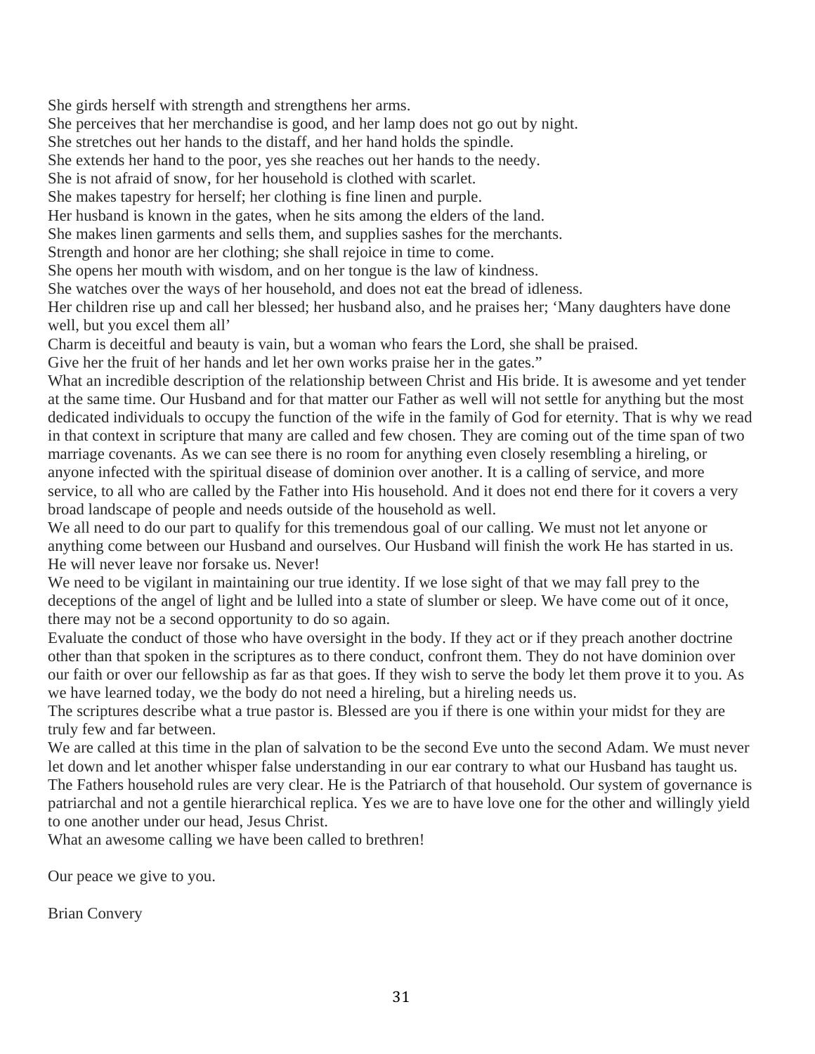She girds herself with strength and strengthens her arms.
She perceives that her merchandise is good, and her lamp does not go out by night.
She stretches out her hands to the distaff, and her hand holds the spindle.
She extends her hand to the poor, yes she reaches out her hands to the needy.
She is not afraid of snow, for her household is clothed with scarlet.
She makes tapestry for herself; her clothing is fine linen and purple.
Her husband is known in the gates, when he sits among the elders of the land.
She makes linen garments and sells them, and supplies sashes for the merchants.
Strength and honor are her clothing; she shall rejoice in time to come.
She opens her mouth with wisdom, and on her tongue is the law of kindness.
She watches over the ways of her household, and does not eat the bread of idleness.
Her children rise up and call her blessed; her husband also, and he praises her; 'Many daughters have done well, but you excel them all'
Charm is deceitful and beauty is vain, but a woman who fears the Lord, she shall be praised.
Give her the fruit of her hands and let her own works praise her in the gates."

What an incredible description of the relationship between Christ and His bride. It is awesome and yet tender at the same time. Our Husband and for that matter our Father as well will not settle for anything but the most dedicated individuals to occupy the function of the wife in the family of God for eternity. That is why we read in that context in scripture that many are called and few chosen. They are coming out of the time span of two marriage covenants. As we can see there is no room for anything even closely resembling a hireling, or anyone infected with the spiritual disease of dominion over another. It is a calling of service, and more service, to all who are called by the Father into His household. And it does not end there for it covers a very broad landscape of people and needs outside of the household as well.

We all need to do our part to qualify for this tremendous goal of our calling. We must not let anyone or anything come between our Husband and ourselves. Our Husband will finish the work He has started in us. He will never leave nor forsake us. Never!

We need to be vigilant in maintaining our true identity. If we lose sight of that we may fall prey to the deceptions of the angel of light and be lulled into a state of slumber or sleep. We have come out of it once, there may not be a second opportunity to do so again.

Evaluate the conduct of those who have oversight in the body. If they act or if they preach another doctrine other than that spoken in the scriptures as to there conduct, confront them. They do not have dominion over our faith or over our fellowship as far as that goes. If they wish to serve the body let them prove it to you. As we have learned today, we the body do not need a hireling, but a hireling needs us.

The scriptures describe what a true pastor is. Blessed are you if there is one within your midst for they are truly few and far between.

We are called at this time in the plan of salvation to be the second Eve unto the second Adam. We must never let down and let another whisper false understanding in our ear contrary to what our Husband has taught us. The Fathers household rules are very clear. He is the Patriarch of that household. Our system of governance is patriarchal and not a gentile hierarchical replica. Yes we are to have love one for the other and willingly yield to one another under our head, Jesus Christ.

What an awesome calling we have been called to brethren!

Our peace we give to you.

Brian Convery